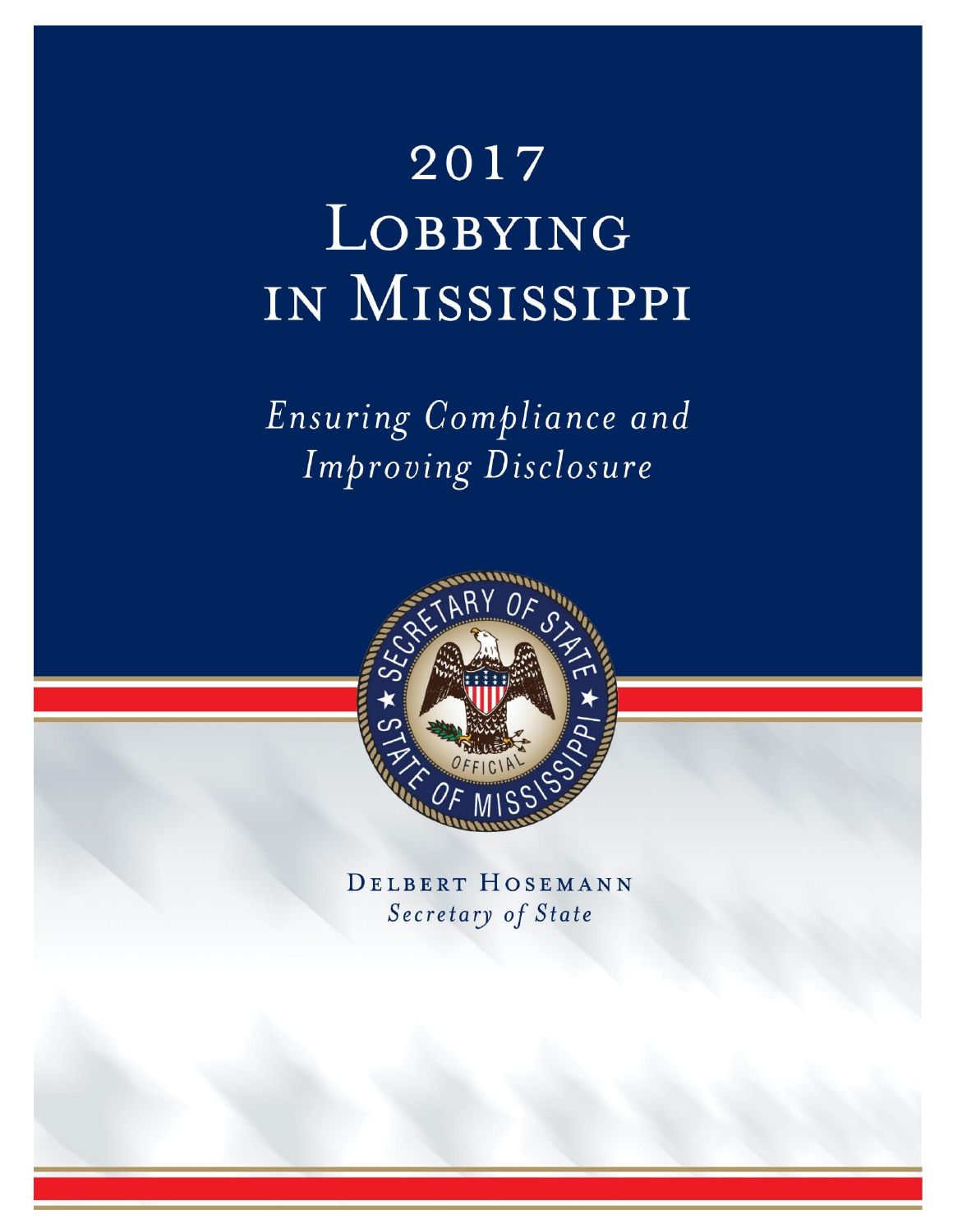# 2017 Lobbying in Mississippi

*Ensuring Compliance and Improving Disclosure*

Delbert Hosemann
*Secretary of State*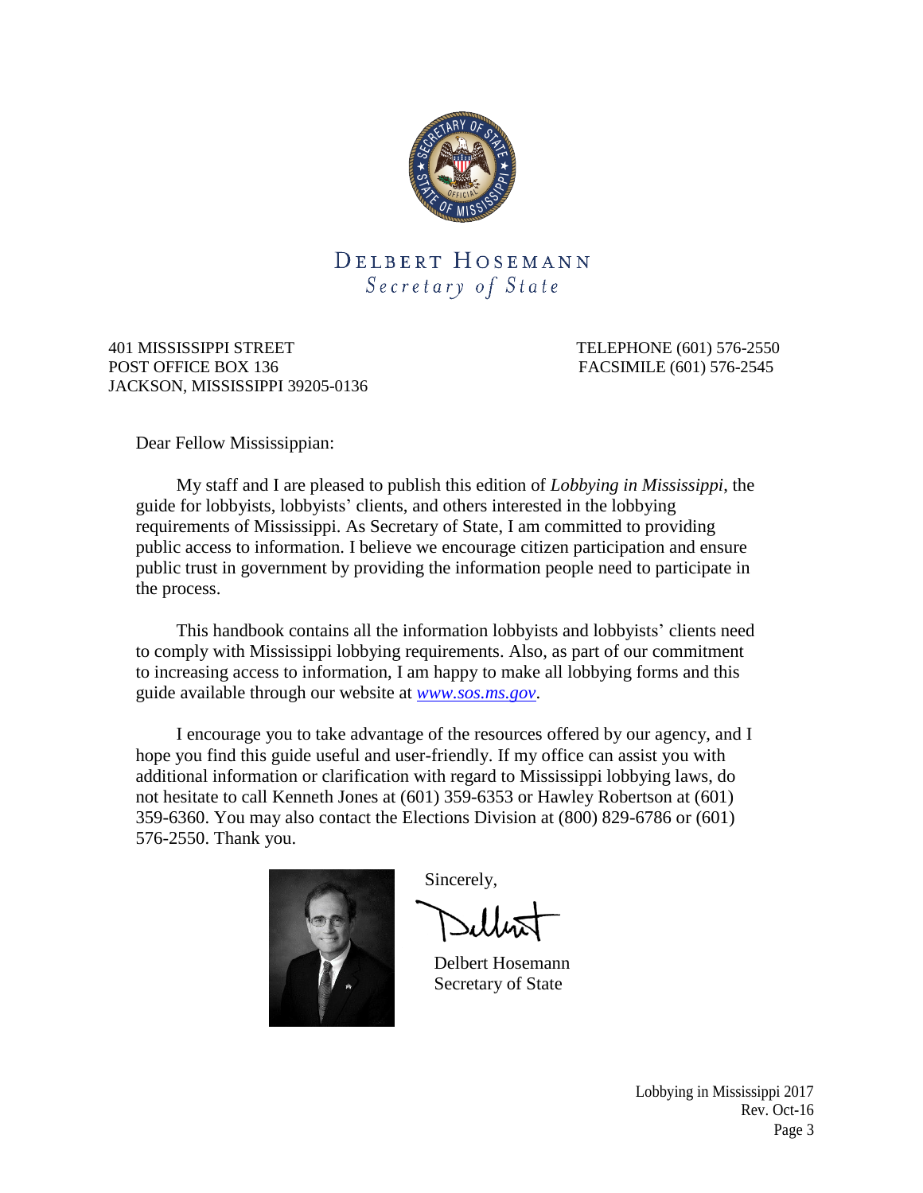# DELBERT HOSEMANN
*Secretary of State*

401 MISSISSIPPI STREET
POST OFFICE BOX 136
JACKSON, MISSISSIPPI 39205-0136

TELEPHONE (601) 576-2550
FACSIMILE (601) 576-2545

Dear Fellow Mississippian:

My staff and I are pleased to publish this edition of *Lobbying in Mississippi*, the guide for lobbyists, lobbyists' clients, and others interested in the lobbying requirements of Mississippi. As Secretary of State, I am committed to providing public access to information. I believe we encourage citizen participation and ensure public trust in government by providing the information people need to participate in the process.

This handbook contains all the information lobbyists and lobbyists' clients need to comply with Mississippi lobbying requirements. Also, as part of our commitment to increasing access to information, I am happy to make all lobbying forms and this guide available through our website at *www.sos.ms.gov*.

I encourage you to take advantage of the resources offered by our agency, and I hope you find this guide useful and user-friendly. If my office can assist you with additional information or clarification with regard to Mississippi lobbying laws, do not hesitate to call Kenneth Jones at (601) 359-6353 or Hawley Robertson at (601) 359-6360. You may also contact the Elections Division at (800) 829-6786 or (601) 576-2550. Thank you.

Sincerely,

Delbert Hosemann
Secretary of State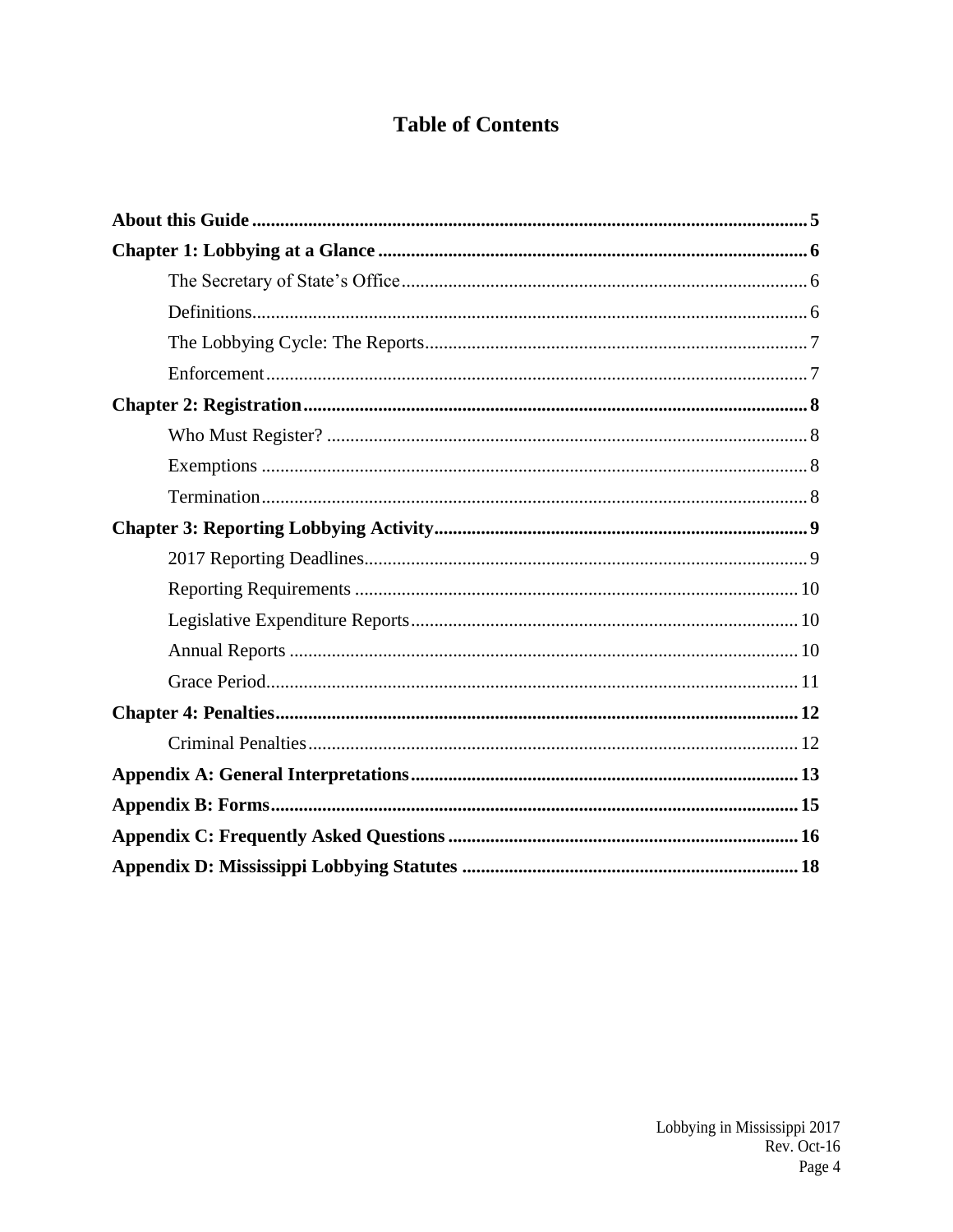# Table of Contents

- **About this Guide** ..... **5**
- **Chapter 1: Lobbying at a Glance** ..... **6**
  - The Secretary of State's Office ..... 6
  - Definitions ..... 6
  - The Lobbying Cycle: The Reports ..... 7
  - Enforcement ..... 7
- **Chapter 2: Registration** ..... **8**
  - Who Must Register? ..... 8
  - Exemptions ..... 8
  - Termination ..... 8
- **Chapter 3: Reporting Lobbying Activity** ..... **9**
  - 2017 Reporting Deadlines ..... 9
  - Reporting Requirements ..... 10
  - Legislative Expenditure Reports ..... 10
  - Annual Reports ..... 10
  - Grace Period ..... 11
- **Chapter 4: Penalties** ..... **12**
  - Criminal Penalties ..... 12
- **Appendix A: General Interpretations** ..... **13**
- **Appendix B: Forms** ..... **15**
- **Appendix C: Frequently Asked Questions** ..... **16**
- **Appendix D: Mississippi Lobbying Statutes** ..... **18**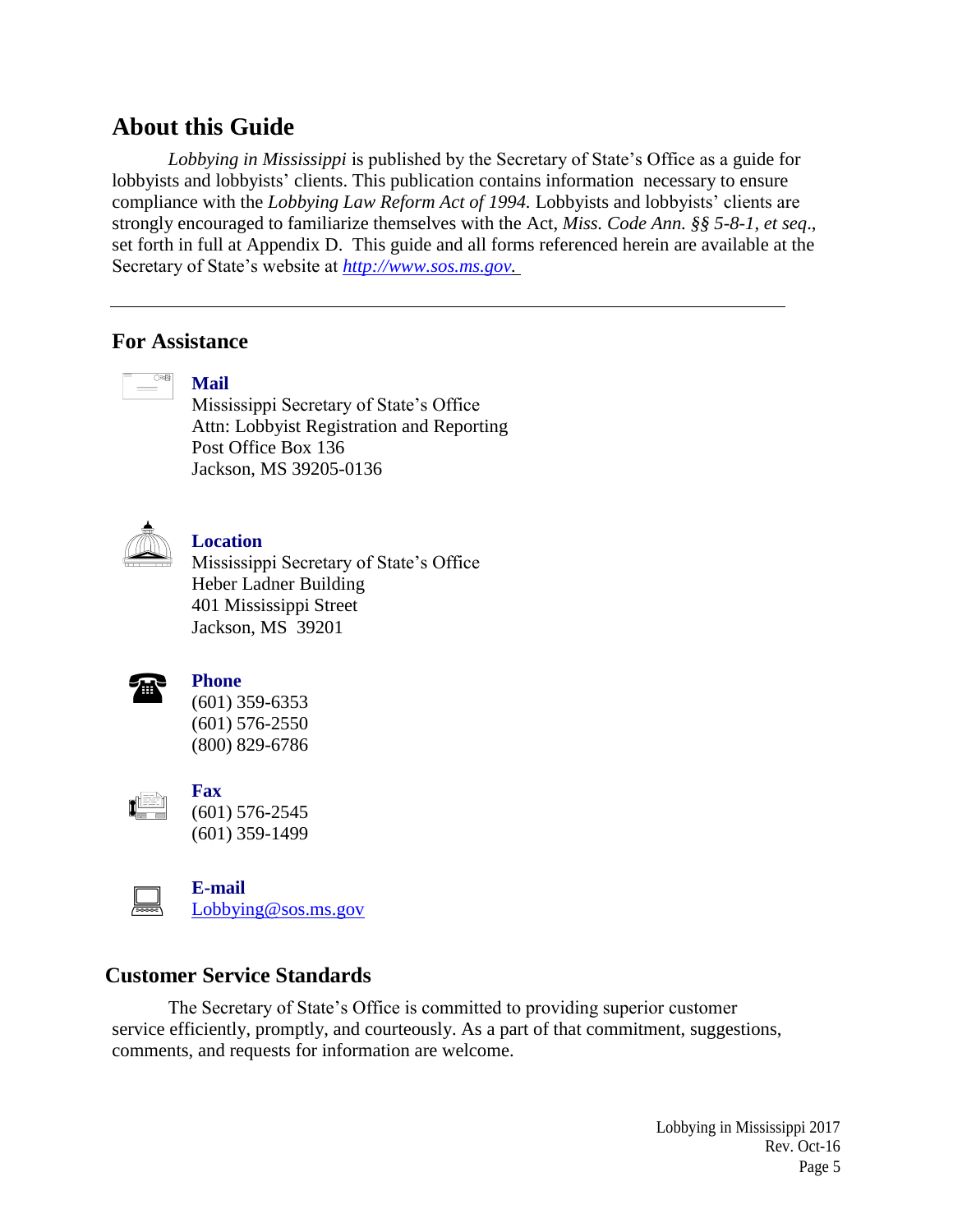## About this Guide

*Lobbying in Mississippi* is published by the Secretary of State's Office as a guide for lobbyists and lobbyists' clients. This publication contains information necessary to ensure compliance with the *Lobbying Law Reform Act of 1994.* Lobbyists and lobbyists' clients are strongly encouraged to familiarize themselves with the Act, *Miss. Code Ann. §§ 5-8-1, et seq*., set forth in full at Appendix D. This guide and all forms referenced herein are available at the Secretary of State's website at [http://www.sos.ms.gov](http://www.sos.ms.gov).

---

## For Assistance

**Mail**
Mississippi Secretary of State's Office
Attn: Lobbyist Registration and Reporting
Post Office Box 136
Jackson, MS 39205-0136

**Location**
Mississippi Secretary of State's Office
Heber Ladner Building
401 Mississippi Street
Jackson, MS 39201

**Phone**
(601) 359-6353
(601) 576-2550
(800) 829-6786

**Fax**
(601) 576-2545
(601) 359-1499

**E-mail**
[Lobbying@sos.ms.gov](mailto:Lobbying@sos.ms.gov)

## Customer Service Standards

The Secretary of State's Office is committed to providing superior customer service efficiently, promptly, and courteously. As a part of that commitment, suggestions, comments, and requests for information are welcome.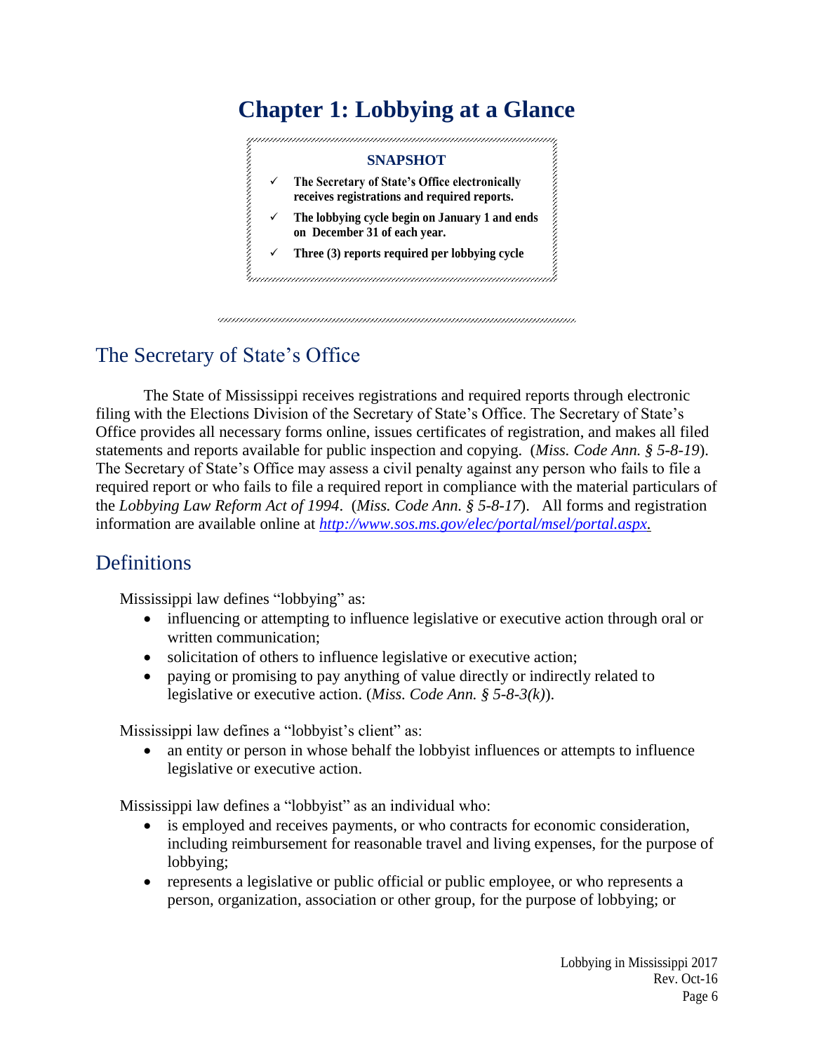# Chapter 1: Lobbying at a Glance

**SNAPSHOT**

- ✓ **The Secretary of State's Office electronically receives registrations and required reports.**
- ✓ **The lobbying cycle begin on January 1 and ends on December 31 of each year.**
- ✓ **Three (3) reports required per lobbying cycle**

## The Secretary of State's Office

The State of Mississippi receives registrations and required reports through electronic filing with the Elections Division of the Secretary of State's Office. The Secretary of State's Office provides all necessary forms online, issues certificates of registration, and makes all filed statements and reports available for public inspection and copying. (*Miss. Code Ann. § 5-8-19*). The Secretary of State's Office may assess a civil penalty against any person who fails to file a required report or who fails to file a required report in compliance with the material particulars of the *Lobbying Law Reform Act of 1994*. (*Miss. Code Ann. § 5-8-17*). All forms and registration information are available online at [*http://www.sos.ms.gov/elec/portal/msel/portal.aspx.*](http://www.sos.ms.gov/elec/portal/msel/portal.aspx)

## Definitions

Mississippi law defines "lobbying" as:

- influencing or attempting to influence legislative or executive action through oral or written communication;
- solicitation of others to influence legislative or executive action;
- paying or promising to pay anything of value directly or indirectly related to legislative or executive action. (*Miss. Code Ann. § 5-8-3(k)*).

Mississippi law defines a "lobbyist's client" as:

- an entity or person in whose behalf the lobbyist influences or attempts to influence legislative or executive action.

Mississippi law defines a "lobbyist" as an individual who:

- is employed and receives payments, or who contracts for economic consideration, including reimbursement for reasonable travel and living expenses, for the purpose of lobbying;
- represents a legislative or public official or public employee, or who represents a person, organization, association or other group, for the purpose of lobbying; or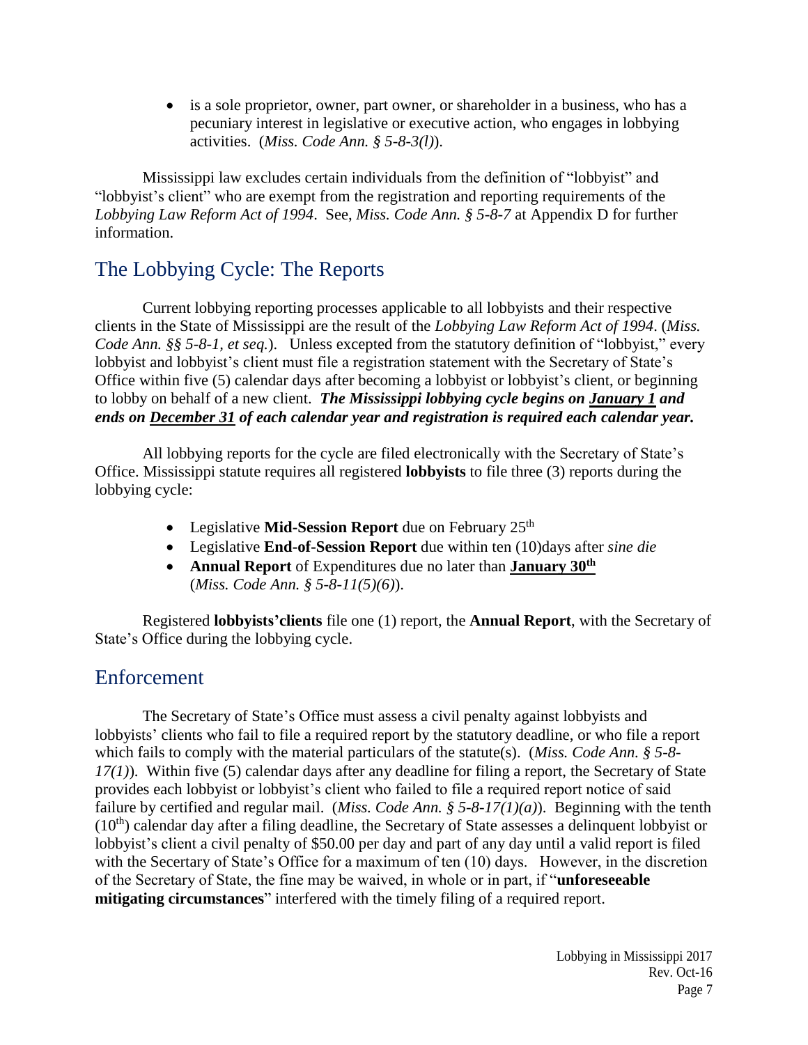- is a sole proprietor, owner, part owner, or shareholder in a business, who has a pecuniary interest in legislative or executive action, who engages in lobbying activities. (*Miss. Code Ann. § 5-8-3(l)*).

Mississippi law excludes certain individuals from the definition of "lobbyist" and "lobbyist's client" who are exempt from the registration and reporting requirements of the *Lobbying Law Reform Act of 1994*. See, *Miss. Code Ann. § 5-8-7* at Appendix D for further information.

## The Lobbying Cycle: The Reports

Current lobbying reporting processes applicable to all lobbyists and their respective clients in the State of Mississippi are the result of the *Lobbying Law Reform Act of 1994*. (*Miss. Code Ann. §§ 5-8-1, et seq.*). Unless excepted from the statutory definition of "lobbyist," every lobbyist and lobbyist's client must file a registration statement with the Secretary of State's Office within five (5) calendar days after becoming a lobbyist or lobbyist's client, or beginning to lobby on behalf of a new client. ***The Mississippi lobbying cycle begins on <u>January 1</u> and ends on <u>December 31</u> of each calendar year and registration is required each calendar year.***

All lobbying reports for the cycle are filed electronically with the Secretary of State's Office. Mississippi statute requires all registered **lobbyists** to file three (3) reports during the lobbying cycle:

- Legislative **Mid-Session Report** due on February 25th
- Legislative **End-of-Session Report** due within ten (10)days after *sine die*
- **Annual Report** of Expenditures due no later than **<u>January 30th</u>** (*Miss. Code Ann. § 5-8-11(5)(6)*).

Registered **lobbyists'clients** file one (1) report, the **Annual Report**, with the Secretary of State's Office during the lobbying cycle.

## Enforcement

The Secretary of State's Office must assess a civil penalty against lobbyists and lobbyists' clients who fail to file a required report by the statutory deadline, or who file a report which fails to comply with the material particulars of the statute(s). (*Miss. Code Ann. § 5-8-17(1)*). Within five (5) calendar days after any deadline for filing a report, the Secretary of State provides each lobbyist or lobbyist's client who failed to file a required report notice of said failure by certified and regular mail. (*Miss. Code Ann. § 5-8-17(1)(a)*). Beginning with the tenth (10th) calendar day after a filing deadline, the Secretary of State assesses a delinquent lobbyist or lobbyist's client a civil penalty of $50.00 per day and part of any day until a valid report is filed with the Secertary of State's Office for a maximum of ten (10) days. However, in the discretion of the Secretary of State, the fine may be waived, in whole or in part, if "**unforeseeable mitigating circumstances**" interfered with the timely filing of a required report.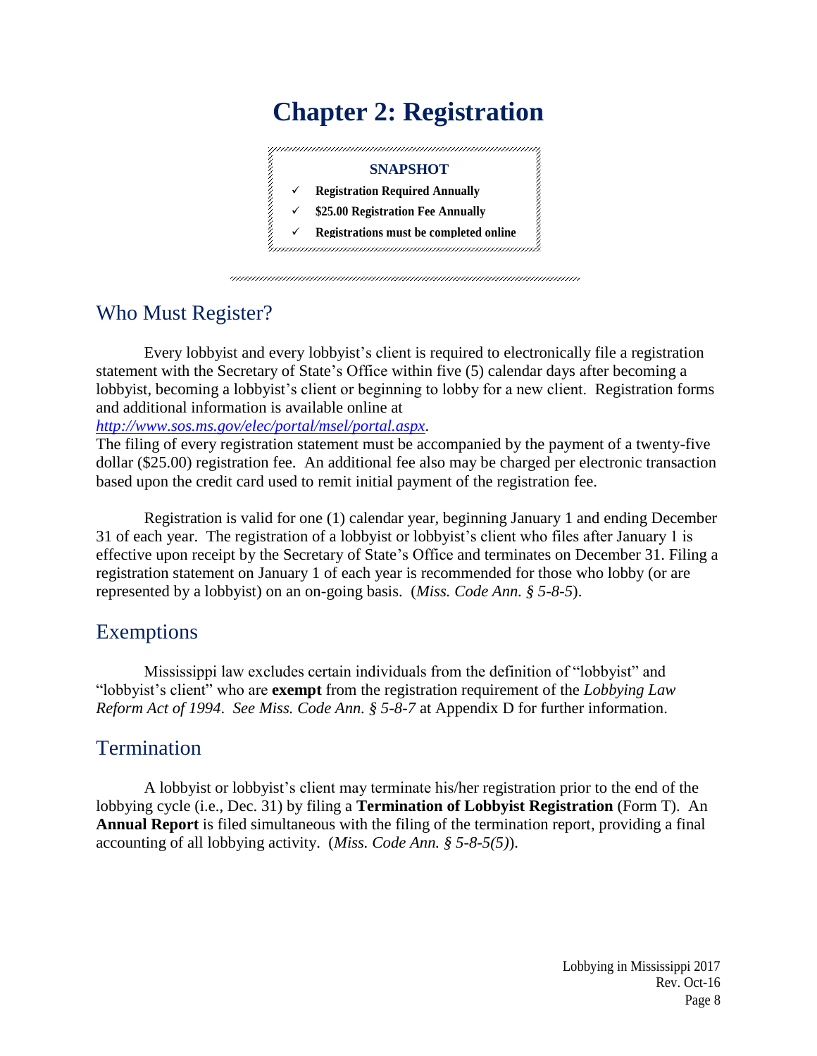# Chapter 2: Registration

**SNAPSHOT**

- ✓ **Registration Required Annually**
- ✓ **$25.00 Registration Fee Annually**
- ✓ **Registrations must be completed online**

## Who Must Register?

Every lobbyist and every lobbyist's client is required to electronically file a registration statement with the Secretary of State's Office within five (5) calendar days after becoming a lobbyist, becoming a lobbyist's client or beginning to lobby for a new client. Registration forms and additional information is available online at *http://www.sos.ms.gov/elec/portal/msel/portal.aspx*.
The filing of every registration statement must be accompanied by the payment of a twenty-five dollar ($25.00) registration fee. An additional fee also may be charged per electronic transaction based upon the credit card used to remit initial payment of the registration fee.

Registration is valid for one (1) calendar year, beginning January 1 and ending December 31 of each year. The registration of a lobbyist or lobbyist's client who files after January 1 is effective upon receipt by the Secretary of State's Office and terminates on December 31. Filing a registration statement on January 1 of each year is recommended for those who lobby (or are represented by a lobbyist) on an on-going basis. (*Miss. Code Ann. § 5-8-5*).

## Exemptions

Mississippi law excludes certain individuals from the definition of "lobbyist" and "lobbyist's client" who are **exempt** from the registration requirement of the *Lobbying Law Reform Act of 1994*. *See Miss. Code Ann. § 5-8-7* at Appendix D for further information.

## Termination

A lobbyist or lobbyist's client may terminate his/her registration prior to the end of the lobbying cycle (i.e., Dec. 31) by filing a **Termination of Lobbyist Registration** (Form T). An **Annual Report** is filed simultaneous with the filing of the termination report, providing a final accounting of all lobbying activity. (*Miss. Code Ann. § 5-8-5(5)*).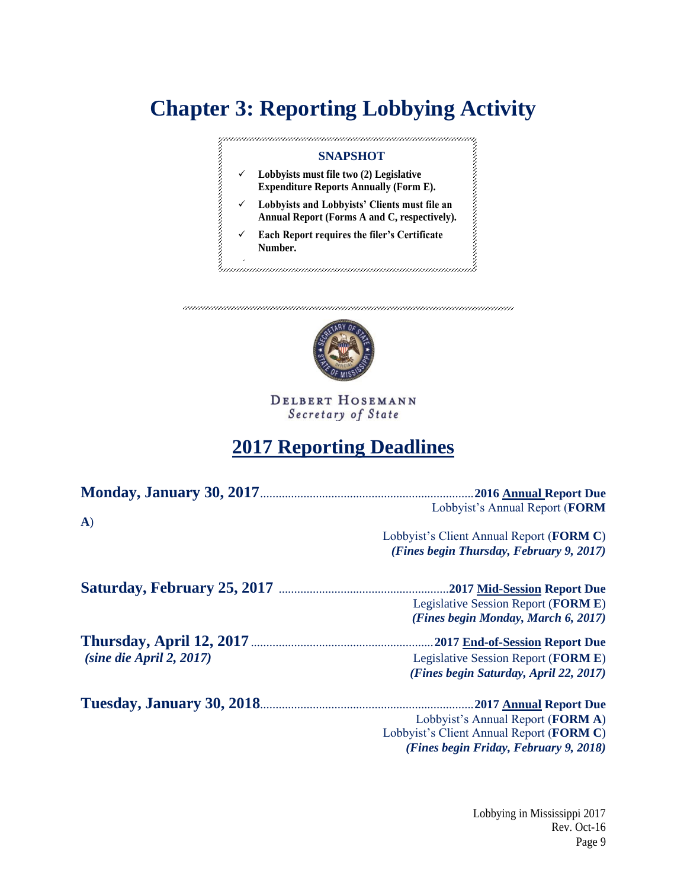# Chapter 3: Reporting Lobbying Activity

**SNAPSHOT**

- ✓ **Lobbyists must file two (2) Legislative Expenditure Reports Annually (Form E).**
- ✓ **Lobbyists and Lobbyists' Clients must file an Annual Report (Forms A and C, respectively).**
- ✓ **Each Report requires the filer's Certificate Number.**

DELBERT HOSEMANN
*Secretary of State*

## 2017 Reporting Deadlines

**Monday, January 30, 2017** .................................................................... **2016 Annual Report Due**
Lobbyist's Annual Report (**FORM A**)
Lobbyist's Client Annual Report (**FORM C**)
***(Fines begin Thursday, February 9, 2017)***

**Saturday, February 25, 2017** ...................................................... **2017 Mid-Session Report Due**
Legislative Session Report (**FORM E**)
***(Fines begin Monday, March 6, 2017)***

**Thursday, April 12, 2017** .......................................................... **2017 End-of-Session Report Due**
***(sine die April 2, 2017)***
Legislative Session Report (**FORM E**)
***(Fines begin Saturday, April 22, 2017)***

**Tuesday, January 30, 2018** .................................................................... **2017 Annual Report Due**
Lobbyist's Annual Report (**FORM A**)
Lobbyist's Client Annual Report (**FORM C**)
***(Fines begin Friday, February 9, 2018)***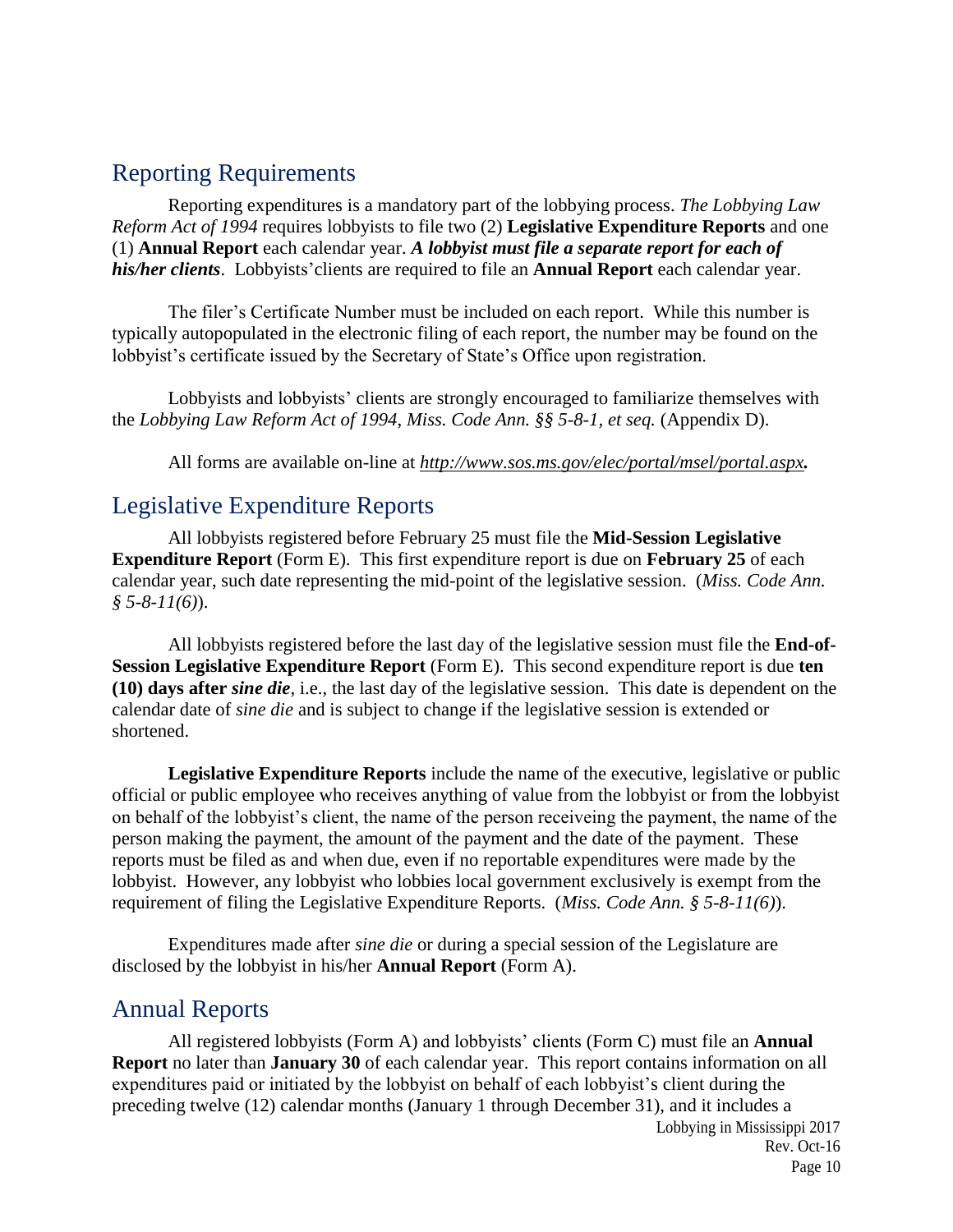## Reporting Requirements

Reporting expenditures is a mandatory part of the lobbying process. *The Lobbying Law Reform Act of 1994* requires lobbyists to file two (2) **Legislative Expenditure Reports** and one (1) **Annual Report** each calendar year. ***A lobbyist must file a separate report for each of his/her clients***. Lobbyists'clients are required to file an **Annual Report** each calendar year.

The filer's Certificate Number must be included on each report. While this number is typically autopopulated in the electronic filing of each report, the number may be found on the lobbyist's certificate issued by the Secretary of State's Office upon registration.

Lobbyists and lobbyists' clients are strongly encouraged to familiarize themselves with the *Lobbying Law Reform Act of 1994, Miss. Code Ann. §§ 5-8-1, et seq.* (Appendix D).

All forms are available on-line at ***http://www.sos.ms.gov/elec/portal/msel/portal.aspx.***

## Legislative Expenditure Reports

All lobbyists registered before February 25 must file the **Mid-Session Legislative Expenditure Report** (Form E). This first expenditure report is due on **February 25** of each calendar year, such date representing the mid-point of the legislative session. (*Miss. Code Ann. § 5-8-11(6)*).

All lobbyists registered before the last day of the legislative session must file the **End-of-Session Legislative Expenditure Report** (Form E). This second expenditure report is due **ten (10) days after *sine die***, i.e., the last day of the legislative session. This date is dependent on the calendar date of *sine die* and is subject to change if the legislative session is extended or shortened.

**Legislative Expenditure Reports** include the name of the executive, legislative or public official or public employee who receives anything of value from the lobbyist or from the lobbyist on behalf of the lobbyist's client, the name of the person receiveing the payment, the name of the person making the payment, the amount of the payment and the date of the payment. These reports must be filed as and when due, even if no reportable expenditures were made by the lobbyist. However, any lobbyist who lobbies local government exclusively is exempt from the requirement of filing the Legislative Expenditure Reports. (*Miss. Code Ann. § 5-8-11(6)*).

Expenditures made after *sine die* or during a special session of the Legislature are disclosed by the lobbyist in his/her **Annual Report** (Form A).

## Annual Reports

All registered lobbyists (Form A) and lobbyists' clients (Form C) must file an **Annual Report** no later than **January 30** of each calendar year. This report contains information on all expenditures paid or initiated by the lobbyist on behalf of each lobbyist's client during the preceding twelve (12) calendar months (January 1 through December 31), and it includes a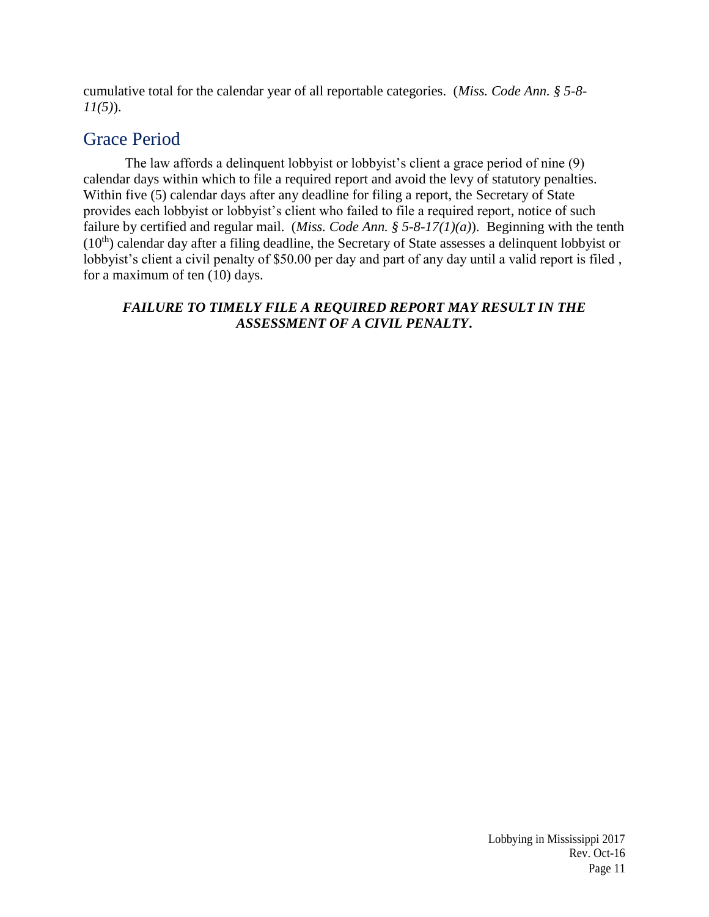cumulative total for the calendar year of all reportable categories. (*Miss. Code Ann. § 5-8-11(5)*).

## Grace Period

The law affords a delinquent lobbyist or lobbyist's client a grace period of nine (9) calendar days within which to file a required report and avoid the levy of statutory penalties. Within five (5) calendar days after any deadline for filing a report, the Secretary of State provides each lobbyist or lobbyist's client who failed to file a required report, notice of such failure by certified and regular mail. (*Miss. Code Ann. § 5-8-17(1)(a)*). Beginning with the tenth ($10^{th}$) calendar day after a filing deadline, the Secretary of State assesses a delinquent lobbyist or lobbyist's client a civil penalty of $50.00 per day and part of any day until a valid report is filed , for a maximum of ten (10) days.

***FAILURE TO TIMELY FILE A REQUIRED REPORT MAY RESULT IN THE ASSESSMENT OF A CIVIL PENALTY.***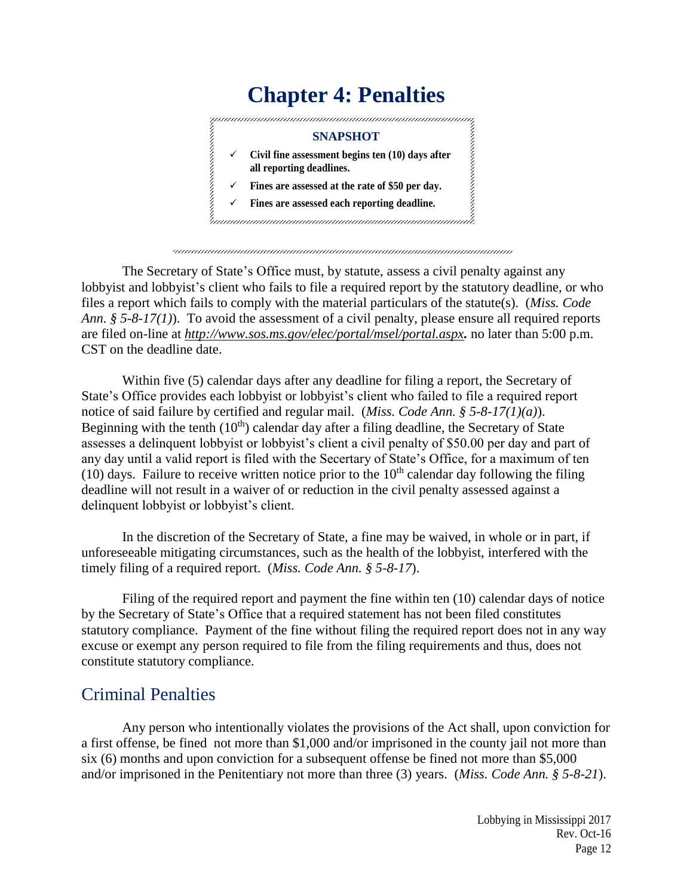# Chapter 4: Penalties

**SNAPSHOT**

- ✓ **Civil fine assessment begins ten (10) days after all reporting deadlines.**
- ✓ **Fines are assessed at the rate of $50 per day.**
- ✓ **Fines are assessed each reporting deadline.**

The Secretary of State's Office must, by statute, assess a civil penalty against any lobbyist and lobbyist's client who fails to file a required report by the statutory deadline, or who files a report which fails to comply with the material particulars of the statute(s). (*Miss. Code Ann. § 5-8-17(1)*). To avoid the assessment of a civil penalty, please ensure all required reports are filed on-line at ***http://www.sos.ms.gov/elec/portal/msel/portal.aspx*.** no later than 5:00 p.m. CST on the deadline date.

Within five (5) calendar days after any deadline for filing a report, the Secretary of State's Office provides each lobbyist or lobbyist's client who failed to file a required report notice of said failure by certified and regular mail. (*Miss. Code Ann. § 5-8-17(1)(a)*). Beginning with the tenth (10th) calendar day after a filing deadline, the Secretary of State assesses a delinquent lobbyist or lobbyist's client a civil penalty of $50.00 per day and part of any day until a valid report is filed with the Secertary of State's Office, for a maximum of ten (10) days. Failure to receive written notice prior to the 10th calendar day following the filing deadline will not result in a waiver of or reduction in the civil penalty assessed against a delinquent lobbyist or lobbyist's client.

In the discretion of the Secretary of State, a fine may be waived, in whole or in part, if unforeseeable mitigating circumstances, such as the health of the lobbyist, interfered with the timely filing of a required report. (*Miss. Code Ann. § 5-8-17*).

Filing of the required report and payment the fine within ten (10) calendar days of notice by the Secretary of State's Office that a required statement has not been filed constitutes statutory compliance. Payment of the fine without filing the required report does not in any way excuse or exempt any person required to file from the filing requirements and thus, does not constitute statutory compliance.

## Criminal Penalties

Any person who intentionally violates the provisions of the Act shall, upon conviction for a first offense, be fined not more than $1,000 and/or imprisoned in the county jail not more than six (6) months and upon conviction for a subsequent offense be fined not more than $5,000 and/or imprisoned in the Penitentiary not more than three (3) years. (*Miss. Code Ann. § 5-8-21*).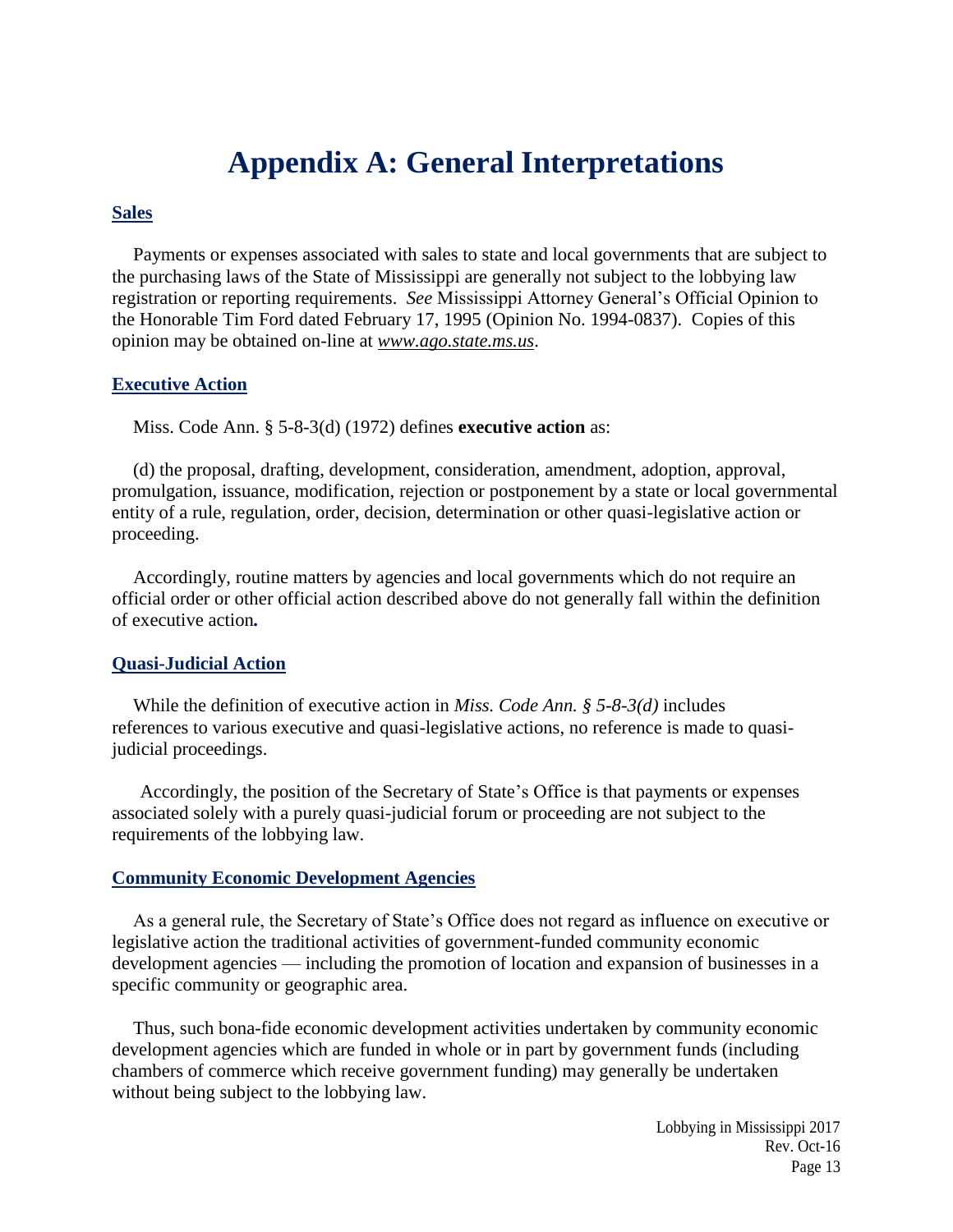# Appendix A: General Interpretations

## Sales

Payments or expenses associated with sales to state and local governments that are subject to the purchasing laws of the State of Mississippi are generally not subject to the lobbying law registration or reporting requirements. *See* Mississippi Attorney General's Official Opinion to the Honorable Tim Ford dated February 17, 1995 (Opinion No. 1994-0837). Copies of this opinion may be obtained on-line at *www.ago.state.ms.us*.

## Executive Action

Miss. Code Ann. § 5-8-3(d) (1972) defines **executive action** as:

(d) the proposal, drafting, development, consideration, amendment, adoption, approval, promulgation, issuance, modification, rejection or postponement by a state or local governmental entity of a rule, regulation, order, decision, determination or other quasi-legislative action or proceeding.

Accordingly, routine matters by agencies and local governments which do not require an official order or other official action described above do not generally fall within the definition of executive action**.**

## Quasi-Judicial Action

While the definition of executive action in *Miss. Code Ann. § 5-8-3(d)* includes references to various executive and quasi-legislative actions, no reference is made to quasi-judicial proceedings.

Accordingly, the position of the Secretary of State's Office is that payments or expenses associated solely with a purely quasi-judicial forum or proceeding are not subject to the requirements of the lobbying law.

## Community Economic Development Agencies

As a general rule, the Secretary of State's Office does not regard as influence on executive or legislative action the traditional activities of government-funded community economic development agencies — including the promotion of location and expansion of businesses in a specific community or geographic area.

Thus, such bona-fide economic development activities undertaken by community economic development agencies which are funded in whole or in part by government funds (including chambers of commerce which receive government funding) may generally be undertaken without being subject to the lobbying law.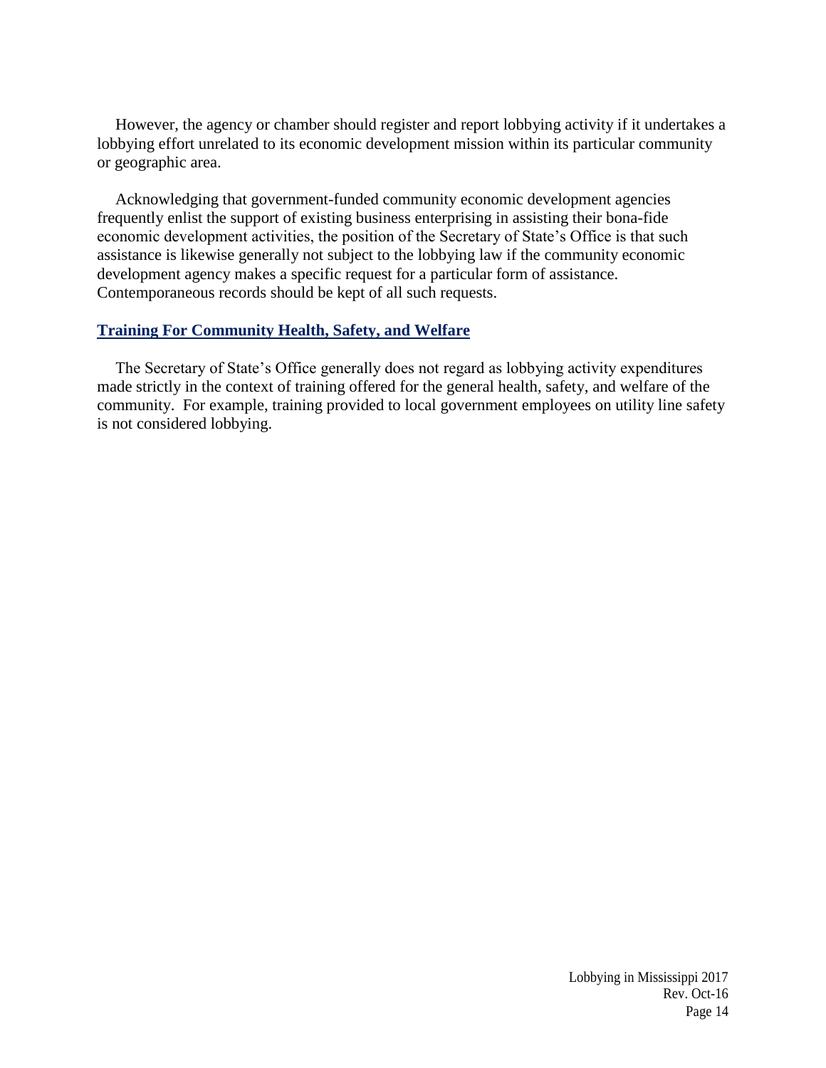However, the agency or chamber should register and report lobbying activity if it undertakes a lobbying effort unrelated to its economic development mission within its particular community or geographic area.

Acknowledging that government-funded community economic development agencies frequently enlist the support of existing business enterprising in assisting their bona-fide economic development activities, the position of the Secretary of State's Office is that such assistance is likewise generally not subject to the lobbying law if the community economic development agency makes a specific request for a particular form of assistance. Contemporaneous records should be kept of all such requests.

## Training For Community Health, Safety, and Welfare

The Secretary of State's Office generally does not regard as lobbying activity expenditures made strictly in the context of training offered for the general health, safety, and welfare of the community. For example, training provided to local government employees on utility line safety is not considered lobbying.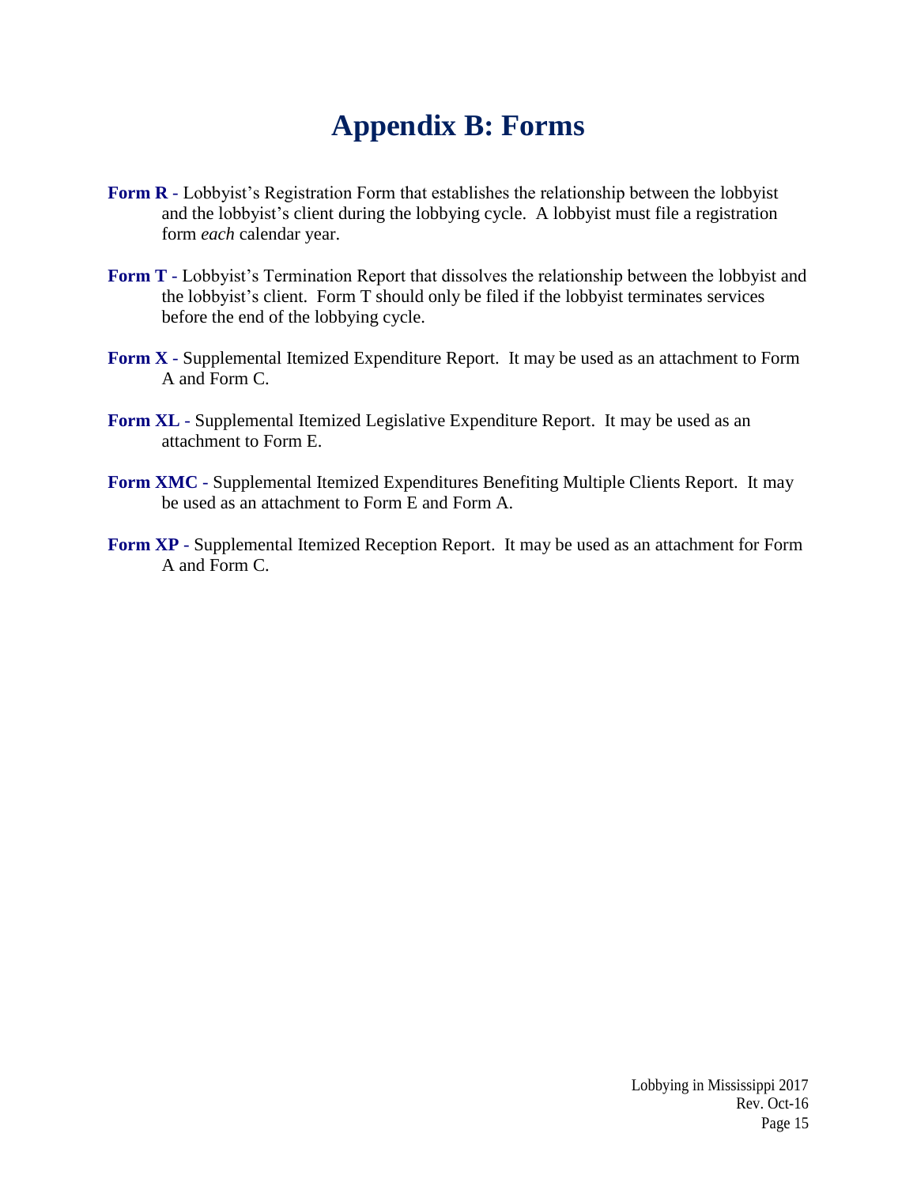# Appendix B: Forms

**Form R** - Lobbyist's Registration Form that establishes the relationship between the lobbyist and the lobbyist's client during the lobbying cycle. A lobbyist must file a registration form *each* calendar year.

**Form T** - Lobbyist's Termination Report that dissolves the relationship between the lobbyist and the lobbyist's client. Form T should only be filed if the lobbyist terminates services before the end of the lobbying cycle.

**Form X** - Supplemental Itemized Expenditure Report. It may be used as an attachment to Form A and Form C.

**Form XL** - Supplemental Itemized Legislative Expenditure Report. It may be used as an attachment to Form E.

**Form XMC** - Supplemental Itemized Expenditures Benefiting Multiple Clients Report. It may be used as an attachment to Form E and Form A.

**Form XP** - Supplemental Itemized Reception Report. It may be used as an attachment for Form A and Form C.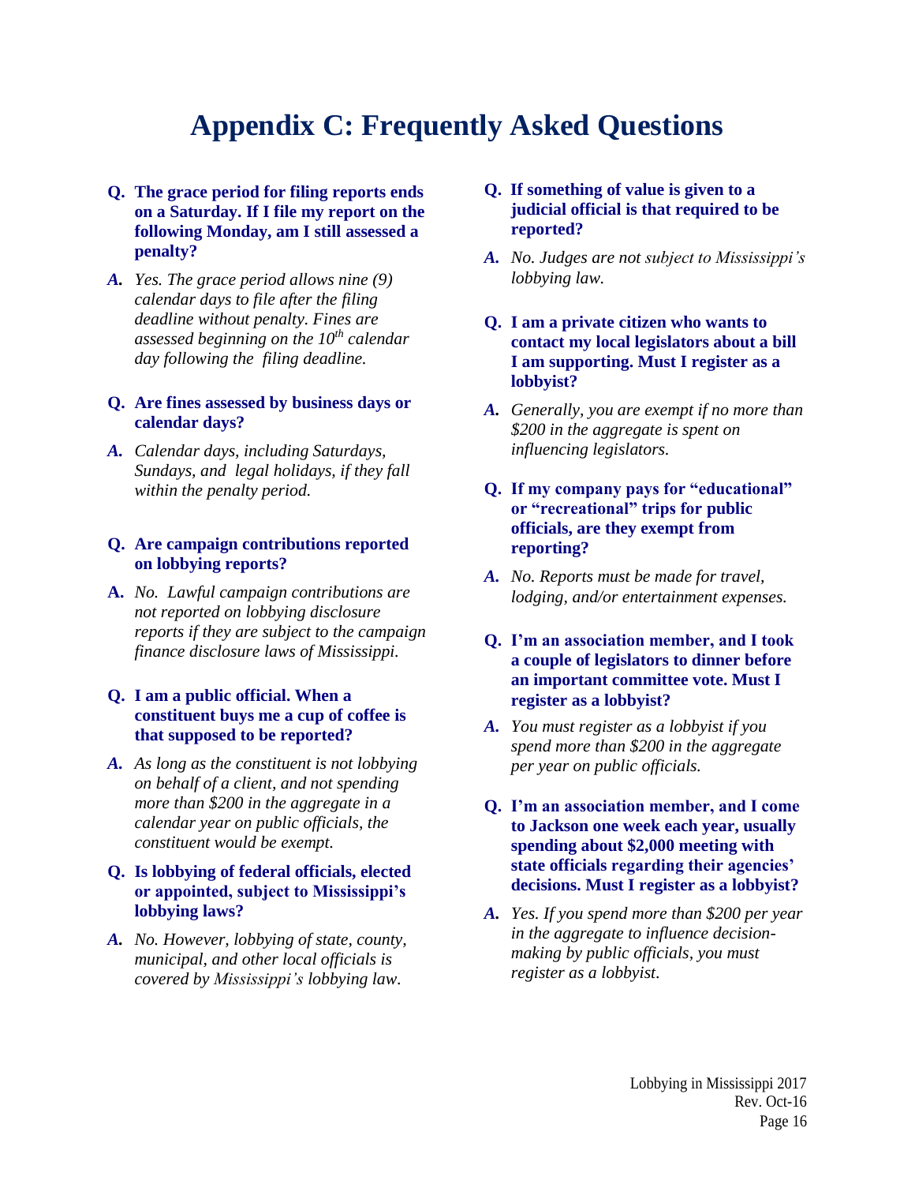# Appendix C: Frequently Asked Questions

**Q. The grace period for filing reports ends on a Saturday. If I file my report on the following Monday, am I still assessed a penalty?**

***A.*** *Yes. The grace period allows nine (9) calendar days to file after the filing deadline without penalty. Fines are assessed beginning on the 10th calendar day following the filing deadline.*

**Q. Are fines assessed by business days or calendar days?**

***A.*** *Calendar days, including Saturdays, Sundays, and legal holidays, if they fall within the penalty period.*

**Q. Are campaign contributions reported on lobbying reports?**

**A.** *No. Lawful campaign contributions are not reported on lobbying disclosure reports if they are subject to the campaign finance disclosure laws of Mississippi.*

**Q. I am a public official. When a constituent buys me a cup of coffee is that supposed to be reported?**

***A.*** *As long as the constituent is not lobbying on behalf of a client, and not spending more than $200 in the aggregate in a calendar year on public officials, the constituent would be exempt.*

**Q. Is lobbying of federal officials, elected or appointed, subject to Mississippi's lobbying laws?**

***A.*** *No. However, lobbying of state, county, municipal, and other local officials is covered by Mississippi's lobbying law.*

**Q. If something of value is given to a judicial official is that required to be reported?**

***A.*** *No. Judges are not subject to Mississippi's lobbying law.*

**Q. I am a private citizen who wants to contact my local legislators about a bill I am supporting. Must I register as a lobbyist?**

***A.*** *Generally, you are exempt if no more than $200 in the aggregate is spent on influencing legislators.*

**Q. If my company pays for "educational" or "recreational" trips for public officials, are they exempt from reporting?**

***A.*** *No. Reports must be made for travel, lodging, and/or entertainment expenses.*

**Q. I'm an association member, and I took a couple of legislators to dinner before an important committee vote. Must I register as a lobbyist?**

***A.*** *You must register as a lobbyist if you spend more than $200 in the aggregate per year on public officials.*

**Q. I'm an association member, and I come to Jackson one week each year, usually spending about $2,000 meeting with state officials regarding their agencies' decisions. Must I register as a lobbyist?**

***A.*** *Yes. If you spend more than $200 per year in the aggregate to influence decision-making by public officials, you must register as a lobbyist.*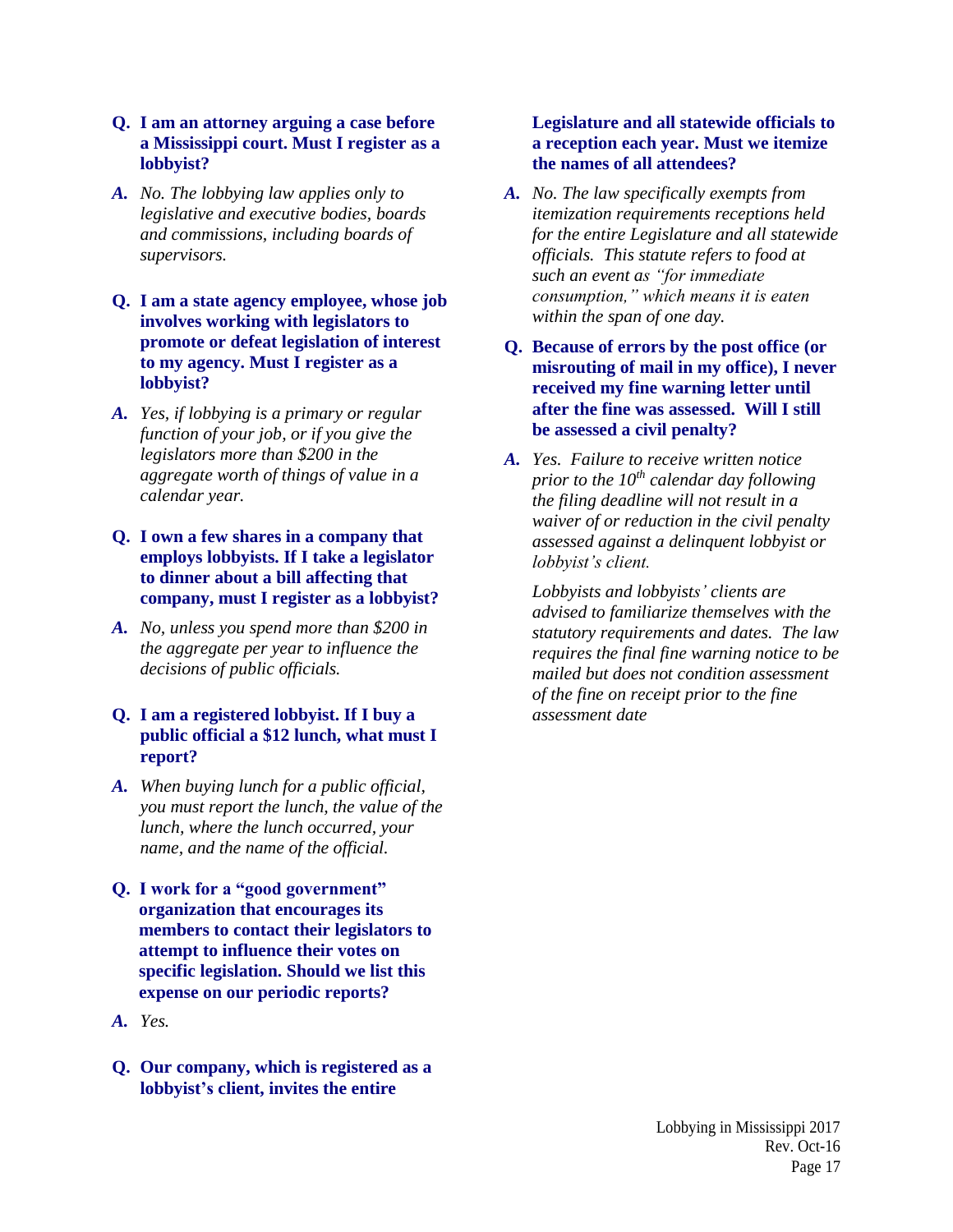**Q. I am an attorney arguing a case before a Mississippi court. Must I register as a lobbyist?**

***A.*** *No. The lobbying law applies only to legislative and executive bodies, boards and commissions, including boards of supervisors.*

**Q. I am a state agency employee, whose job involves working with legislators to promote or defeat legislation of interest to my agency. Must I register as a lobbyist?**

***A.*** *Yes, if lobbying is a primary or regular function of your job, or if you give the legislators more than $200 in the aggregate worth of things of value in a calendar year.*

**Q. I own a few shares in a company that employs lobbyists. If I take a legislator to dinner about a bill affecting that company, must I register as a lobbyist?**

***A.*** *No, unless you spend more than $200 in the aggregate per year to influence the decisions of public officials.*

**Q. I am a registered lobbyist. If I buy a public official a $12 lunch, what must I report?**

***A.*** *When buying lunch for a public official, you must report the lunch, the value of the lunch, where the lunch occurred, your name, and the name of the official.*

**Q. I work for a "good government" organization that encourages its members to contact their legislators to attempt to influence their votes on specific legislation. Should we list this expense on our periodic reports?**

***A.*** *Yes.*

**Q. Our company, which is registered as a lobbyist's client, invites the entire Legislature and all statewide officials to a reception each year. Must we itemize the names of all attendees?**

***A.*** *No. The law specifically exempts from itemization requirements receptions held for the entire Legislature and all statewide officials. This statute refers to food at such an event as "for immediate consumption," which means it is eaten within the span of one day.*

**Q. Because of errors by the post office (or misrouting of mail in my office), I never received my fine warning letter until after the fine was assessed. Will I still be assessed a civil penalty?**

***A.*** *Yes. Failure to receive written notice prior to the 10th calendar day following the filing deadline will not result in a waiver of or reduction in the civil penalty assessed against a delinquent lobbyist or lobbyist's client.*

*Lobbyists and lobbyists' clients are advised to familiarize themselves with the statutory requirements and dates. The law requires the final fine warning notice to be mailed but does not condition assessment of the fine on receipt prior to the fine assessment date*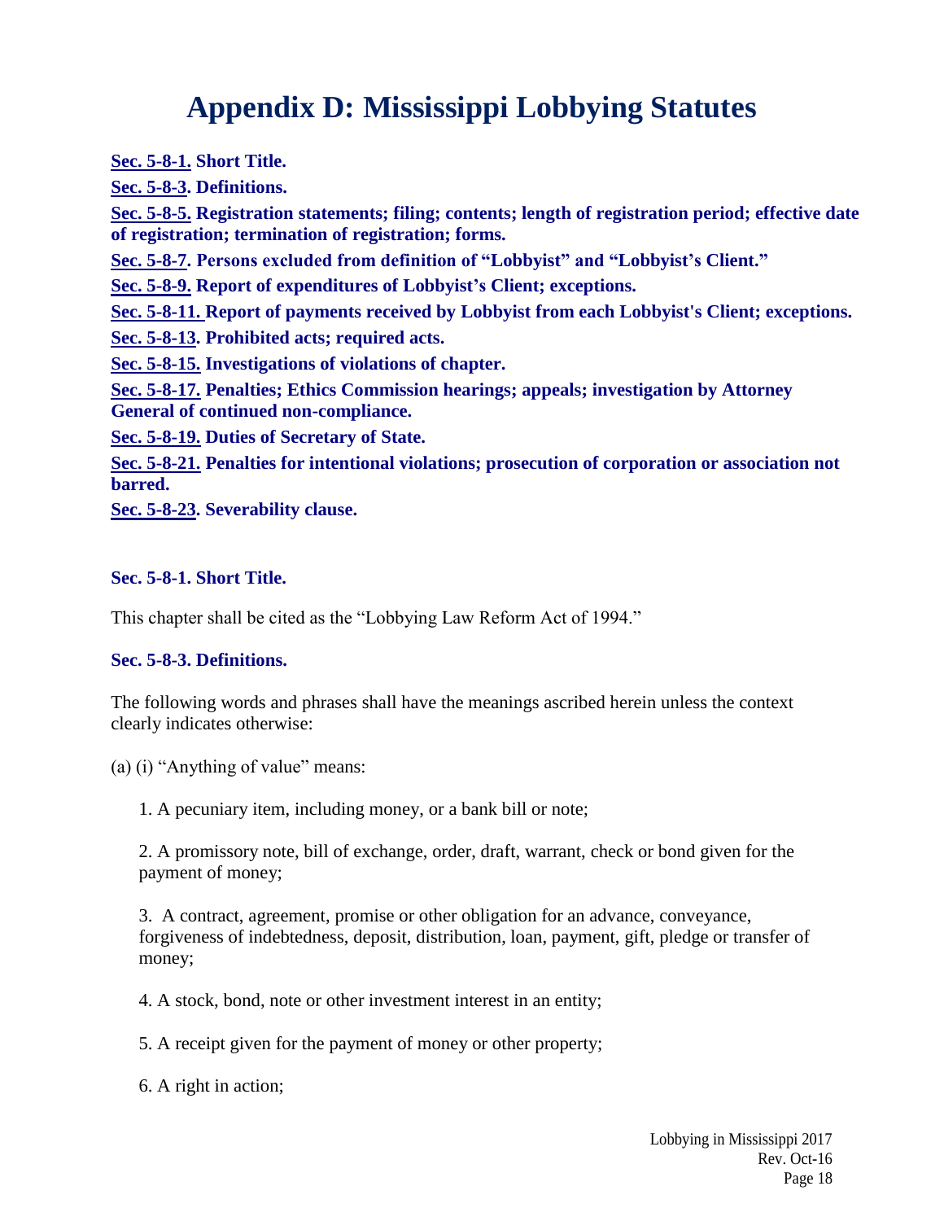# Appendix D: Mississippi Lobbying Statutes

**Sec. 5-8-1. Short Title.**

**Sec. 5-8-3. Definitions.**

**Sec. 5-8-5. Registration statements; filing; contents; length of registration period; effective date of registration; termination of registration; forms.**

**Sec. 5-8-7. Persons excluded from definition of "Lobbyist" and "Lobbyist's Client."**

**Sec. 5-8-9. Report of expenditures of Lobbyist's Client; exceptions.**

**Sec. 5-8-11. Report of payments received by Lobbyist from each Lobbyist's Client; exceptions.**

**Sec. 5-8-13. Prohibited acts; required acts.**

**Sec. 5-8-15. Investigations of violations of chapter.**

**Sec. 5-8-17. Penalties; Ethics Commission hearings; appeals; investigation by Attorney General of continued non-compliance.**

**Sec. 5-8-19. Duties of Secretary of State.**

**Sec. 5-8-21. Penalties for intentional violations; prosecution of corporation or association not barred.**

**Sec. 5-8-23. Severability clause.**

### Sec. 5-8-1. Short Title.

This chapter shall be cited as the "Lobbying Law Reform Act of 1994."

### Sec. 5-8-3. Definitions.

The following words and phrases shall have the meanings ascribed herein unless the context clearly indicates otherwise:

(a) (i) "Anything of value" means:

1. A pecuniary item, including money, or a bank bill or note;

2. A promissory note, bill of exchange, order, draft, warrant, check or bond given for the payment of money;

3. A contract, agreement, promise or other obligation for an advance, conveyance, forgiveness of indebtedness, deposit, distribution, loan, payment, gift, pledge or transfer of money;

4. A stock, bond, note or other investment interest in an entity;

5. A receipt given for the payment of money or other property;

6. A right in action;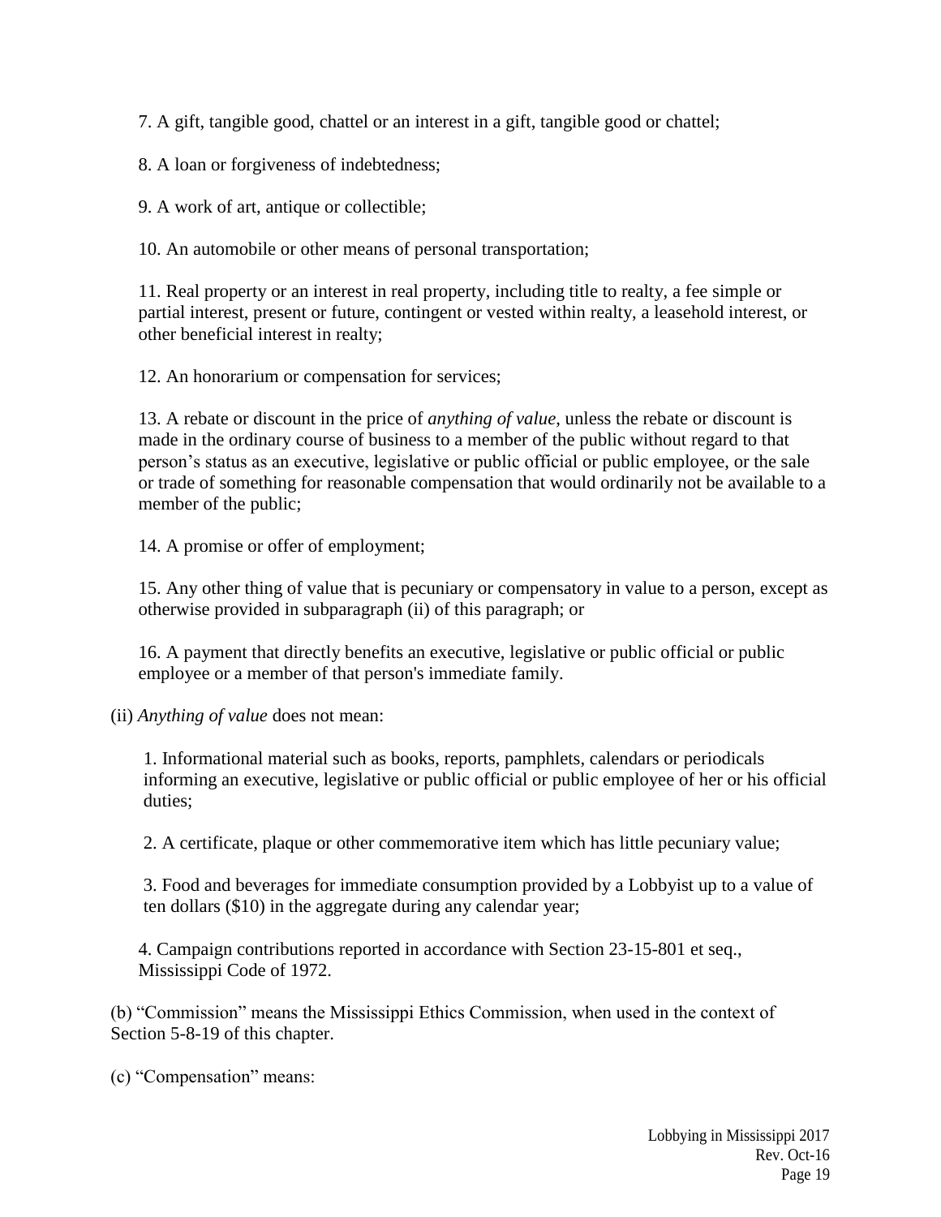7. A gift, tangible good, chattel or an interest in a gift, tangible good or chattel;

8. A loan or forgiveness of indebtedness;

9. A work of art, antique or collectible;

10. An automobile or other means of personal transportation;

11. Real property or an interest in real property, including title to realty, a fee simple or partial interest, present or future, contingent or vested within realty, a leasehold interest, or other beneficial interest in realty;

12. An honorarium or compensation for services;

13. A rebate or discount in the price of *anything of value*, unless the rebate or discount is made in the ordinary course of business to a member of the public without regard to that person's status as an executive, legislative or public official or public employee, or the sale or trade of something for reasonable compensation that would ordinarily not be available to a member of the public;

14. A promise or offer of employment;

15. Any other thing of value that is pecuniary or compensatory in value to a person, except as otherwise provided in subparagraph (ii) of this paragraph; or

16. A payment that directly benefits an executive, legislative or public official or public employee or a member of that person's immediate family.

(ii) *Anything of value* does not mean:

1. Informational material such as books, reports, pamphlets, calendars or periodicals informing an executive, legislative or public official or public employee of her or his official duties;

2. A certificate, plaque or other commemorative item which has little pecuniary value;

3. Food and beverages for immediate consumption provided by a Lobbyist up to a value of ten dollars ($10) in the aggregate during any calendar year;

4. Campaign contributions reported in accordance with Section 23-15-801 et seq., Mississippi Code of 1972.

(b) "Commission" means the Mississippi Ethics Commission, when used in the context of Section 5-8-19 of this chapter.

(c) "Compensation" means: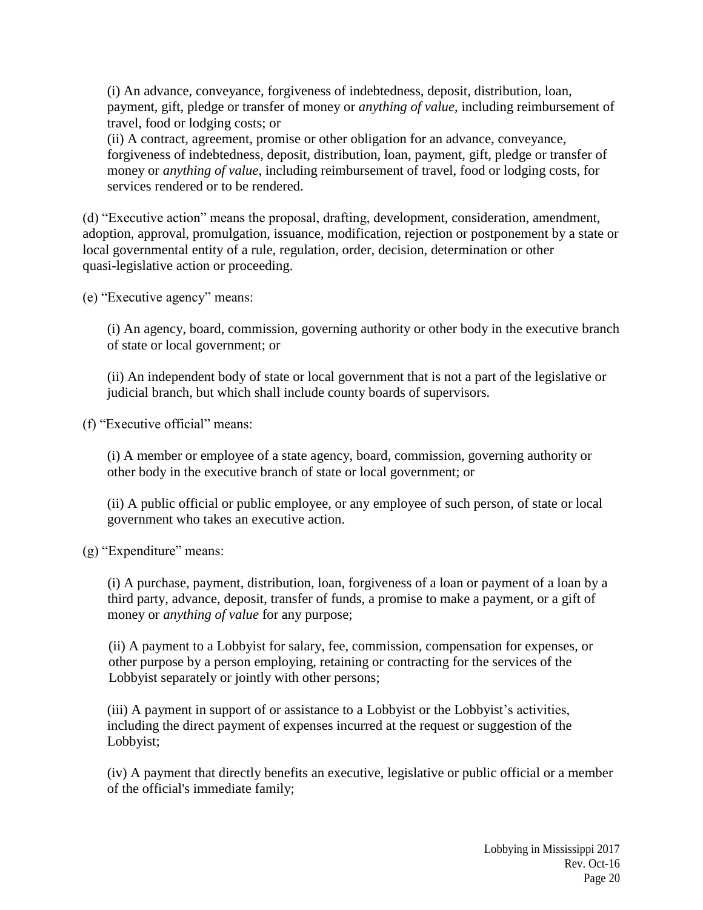(i) An advance, conveyance, forgiveness of indebtedness, deposit, distribution, loan, payment, gift, pledge or transfer of money or *anything of value*, including reimbursement of travel, food or lodging costs; or

(ii) A contract, agreement, promise or other obligation for an advance, conveyance, forgiveness of indebtedness, deposit, distribution, loan, payment, gift, pledge or transfer of money or *anything of value*, including reimbursement of travel, food or lodging costs, for services rendered or to be rendered.

(d) "Executive action" means the proposal, drafting, development, consideration, amendment, adoption, approval, promulgation, issuance, modification, rejection or postponement by a state or local governmental entity of a rule, regulation, order, decision, determination or other quasi-legislative action or proceeding.

(e) "Executive agency" means:

(i) An agency, board, commission, governing authority or other body in the executive branch of state or local government; or

(ii) An independent body of state or local government that is not a part of the legislative or judicial branch, but which shall include county boards of supervisors.

(f) "Executive official" means:

(i) A member or employee of a state agency, board, commission, governing authority or other body in the executive branch of state or local government; or

(ii) A public official or public employee, or any employee of such person, of state or local government who takes an executive action.

(g) "Expenditure" means:

(i) A purchase, payment, distribution, loan, forgiveness of a loan or payment of a loan by a third party, advance, deposit, transfer of funds, a promise to make a payment, or a gift of money or *anything of value* for any purpose;

(ii) A payment to a Lobbyist for salary, fee, commission, compensation for expenses, or other purpose by a person employing, retaining or contracting for the services of the Lobbyist separately or jointly with other persons;

(iii) A payment in support of or assistance to a Lobbyist or the Lobbyist's activities, including the direct payment of expenses incurred at the request or suggestion of the Lobbyist;

(iv) A payment that directly benefits an executive, legislative or public official or a member of the official's immediate family;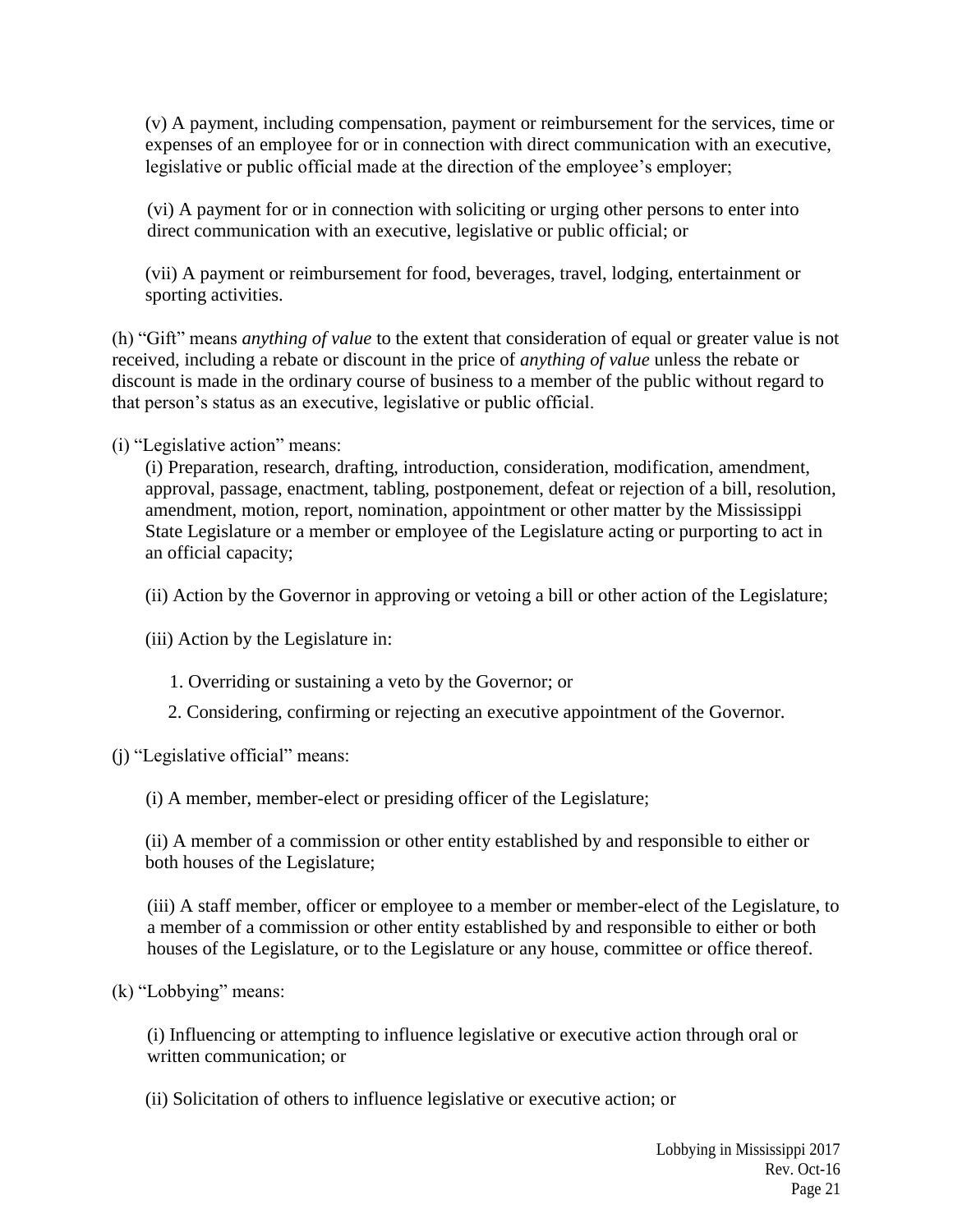(v) A payment, including compensation, payment or reimbursement for the services, time or expenses of an employee for or in connection with direct communication with an executive, legislative or public official made at the direction of the employee's employer;

(vi) A payment for or in connection with soliciting or urging other persons to enter into direct communication with an executive, legislative or public official; or

(vii) A payment or reimbursement for food, beverages, travel, lodging, entertainment or sporting activities.

(h) "Gift" means *anything of value* to the extent that consideration of equal or greater value is not received, including a rebate or discount in the price of *anything of value* unless the rebate or discount is made in the ordinary course of business to a member of the public without regard to that person's status as an executive, legislative or public official.

(i) "Legislative action" means:

(i) Preparation, research, drafting, introduction, consideration, modification, amendment, approval, passage, enactment, tabling, postponement, defeat or rejection of a bill, resolution, amendment, motion, report, nomination, appointment or other matter by the Mississippi State Legislature or a member or employee of the Legislature acting or purporting to act in an official capacity;

(ii) Action by the Governor in approving or vetoing a bill or other action of the Legislature;

(iii) Action by the Legislature in:

1. Overriding or sustaining a veto by the Governor; or
2. Considering, confirming or rejecting an executive appointment of the Governor.

(j) "Legislative official" means:

(i) A member, member-elect or presiding officer of the Legislature;

(ii) A member of a commission or other entity established by and responsible to either or both houses of the Legislature;

(iii) A staff member, officer or employee to a member or member-elect of the Legislature, to a member of a commission or other entity established by and responsible to either or both houses of the Legislature, or to the Legislature or any house, committee or office thereof.

(k) "Lobbying" means:

(i) Influencing or attempting to influence legislative or executive action through oral or written communication; or

(ii) Solicitation of others to influence legislative or executive action; or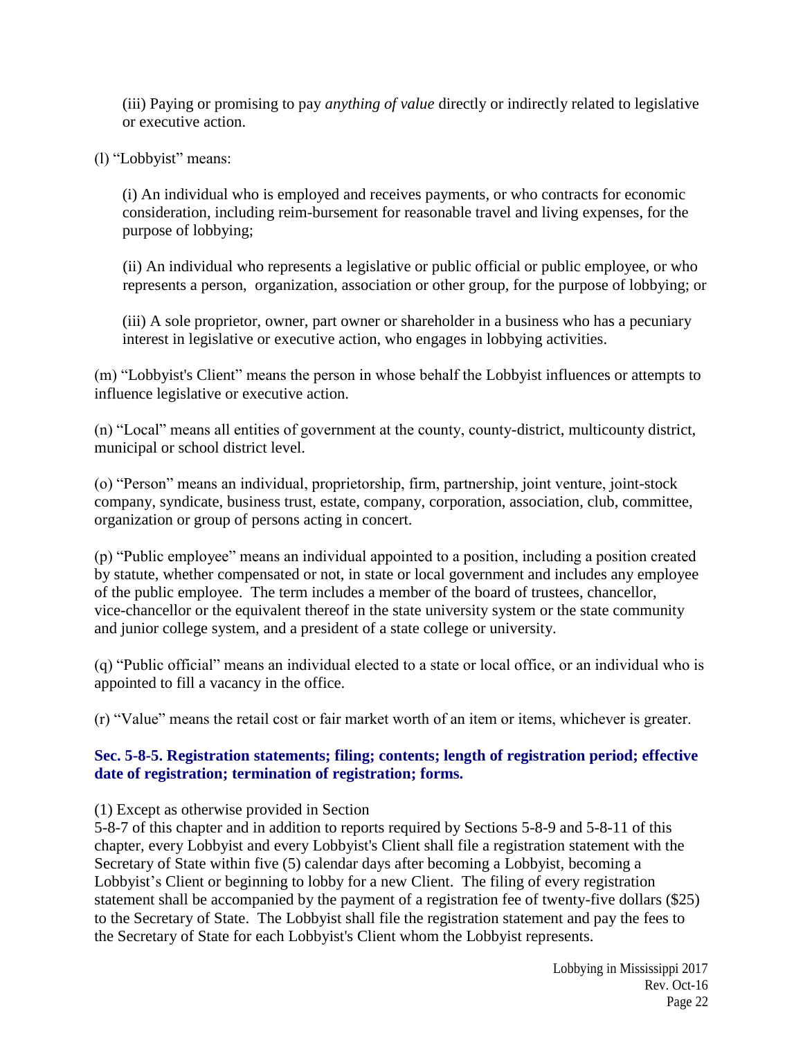(iii) Paying or promising to pay *anything of value* directly or indirectly related to legislative or executive action.

(l) "Lobbyist" means:

(i) An individual who is employed and receives payments, or who contracts for economic consideration, including reim-bursement for reasonable travel and living expenses, for the purpose of lobbying;

(ii) An individual who represents a legislative or public official or public employee, or who represents a person, organization, association or other group, for the purpose of lobbying; or

(iii) A sole proprietor, owner, part owner or shareholder in a business who has a pecuniary interest in legislative or executive action, who engages in lobbying activities.

(m) "Lobbyist's Client" means the person in whose behalf the Lobbyist influences or attempts to influence legislative or executive action.

(n) "Local" means all entities of government at the county, county-district, multicounty district, municipal or school district level.

(o) "Person" means an individual, proprietorship, firm, partnership, joint venture, joint-stock company, syndicate, business trust, estate, company, corporation, association, club, committee, organization or group of persons acting in concert.

(p) "Public employee" means an individual appointed to a position, including a position created by statute, whether compensated or not, in state or local government and includes any employee of the public employee. The term includes a member of the board of trustees, chancellor, vice-chancellor or the equivalent thereof in the state university system or the state community and junior college system, and a president of a state college or university.

(q) "Public official" means an individual elected to a state or local office, or an individual who is appointed to fill a vacancy in the office.

(r) "Value" means the retail cost or fair market worth of an item or items, whichever is greater.

### Sec. 5-8-5. Registration statements; filing; contents; length of registration period; effective date of registration; termination of registration; forms.

(1) Except as otherwise provided in Section 5-8-7 of this chapter and in addition to reports required by Sections 5-8-9 and 5-8-11 of this chapter, every Lobbyist and every Lobbyist's Client shall file a registration statement with the Secretary of State within five (5) calendar days after becoming a Lobbyist, becoming a Lobbyist's Client or beginning to lobby for a new Client. The filing of every registration statement shall be accompanied by the payment of a registration fee of twenty-five dollars ($25) to the Secretary of State. The Lobbyist shall file the registration statement and pay the fees to the Secretary of State for each Lobbyist's Client whom the Lobbyist represents.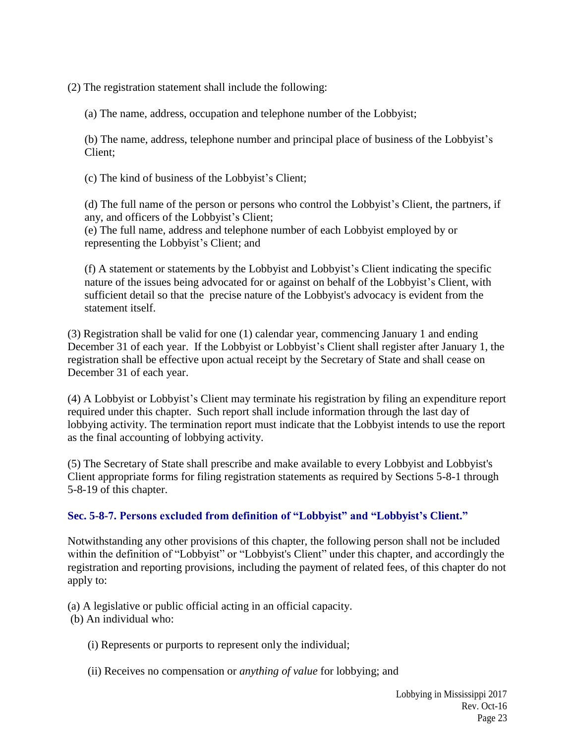(2) The registration statement shall include the following:

(a) The name, address, occupation and telephone number of the Lobbyist;

(b) The name, address, telephone number and principal place of business of the Lobbyist's Client;

(c) The kind of business of the Lobbyist's Client;

(d) The full name of the person or persons who control the Lobbyist's Client, the partners, if any, and officers of the Lobbyist's Client;

(e) The full name, address and telephone number of each Lobbyist employed by or representing the Lobbyist's Client; and

(f) A statement or statements by the Lobbyist and Lobbyist's Client indicating the specific nature of the issues being advocated for or against on behalf of the Lobbyist's Client, with sufficient detail so that the precise nature of the Lobbyist's advocacy is evident from the statement itself.

(3) Registration shall be valid for one (1) calendar year, commencing January 1 and ending December 31 of each year. If the Lobbyist or Lobbyist's Client shall register after January 1, the registration shall be effective upon actual receipt by the Secretary of State and shall cease on December 31 of each year.

(4) A Lobbyist or Lobbyist's Client may terminate his registration by filing an expenditure report required under this chapter. Such report shall include information through the last day of lobbying activity. The termination report must indicate that the Lobbyist intends to use the report as the final accounting of lobbying activity.

(5) The Secretary of State shall prescribe and make available to every Lobbyist and Lobbyist's Client appropriate forms for filing registration statements as required by Sections 5-8-1 through 5-8-19 of this chapter.

### Sec. 5-8-7. Persons excluded from definition of "Lobbyist" and "Lobbyist's Client."

Notwithstanding any other provisions of this chapter, the following person shall not be included within the definition of "Lobbyist" or "Lobbyist's Client" under this chapter, and accordingly the registration and reporting provisions, including the payment of related fees, of this chapter do not apply to:

(a) A legislative or public official acting in an official capacity.

(b) An individual who:

(i) Represents or purports to represent only the individual;

(ii) Receives no compensation or *anything of value* for lobbying; and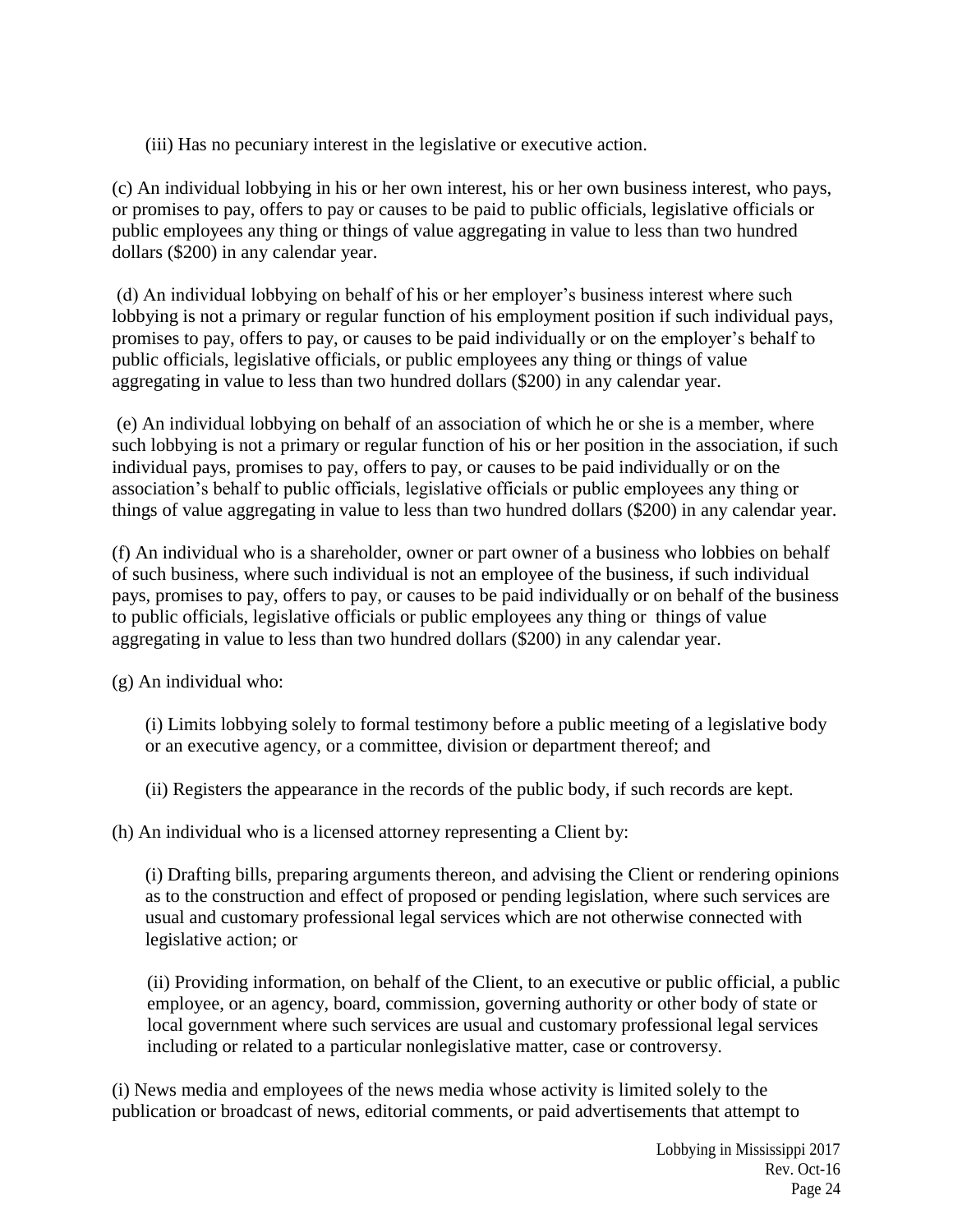(iii) Has no pecuniary interest in the legislative or executive action.

(c) An individual lobbying in his or her own interest, his or her own business interest, who pays, or promises to pay, offers to pay or causes to be paid to public officials, legislative officials or public employees any thing or things of value aggregating in value to less than two hundred dollars ($200) in any calendar year.

(d) An individual lobbying on behalf of his or her employer's business interest where such lobbying is not a primary or regular function of his employment position if such individual pays, promises to pay, offers to pay, or causes to be paid individually or on the employer's behalf to public officials, legislative officials, or public employees any thing or things of value aggregating in value to less than two hundred dollars ($200) in any calendar year.

(e) An individual lobbying on behalf of an association of which he or she is a member, where such lobbying is not a primary or regular function of his or her position in the association, if such individual pays, promises to pay, offers to pay, or causes to be paid individually or on the association's behalf to public officials, legislative officials or public employees any thing or things of value aggregating in value to less than two hundred dollars ($200) in any calendar year.

(f) An individual who is a shareholder, owner or part owner of a business who lobbies on behalf of such business, where such individual is not an employee of the business, if such individual pays, promises to pay, offers to pay, or causes to be paid individually or on behalf of the business to public officials, legislative officials or public employees any thing or things of value aggregating in value to less than two hundred dollars ($200) in any calendar year.

(g) An individual who:

(i) Limits lobbying solely to formal testimony before a public meeting of a legislative body or an executive agency, or a committee, division or department thereof; and

(ii) Registers the appearance in the records of the public body, if such records are kept.

(h) An individual who is a licensed attorney representing a Client by:

(i) Drafting bills, preparing arguments thereon, and advising the Client or rendering opinions as to the construction and effect of proposed or pending legislation, where such services are usual and customary professional legal services which are not otherwise connected with legislative action; or

(ii) Providing information, on behalf of the Client, to an executive or public official, a public employee, or an agency, board, commission, governing authority or other body of state or local government where such services are usual and customary professional legal services including or related to a particular nonlegislative matter, case or controversy.

(i) News media and employees of the news media whose activity is limited solely to the publication or broadcast of news, editorial comments, or paid advertisements that attempt to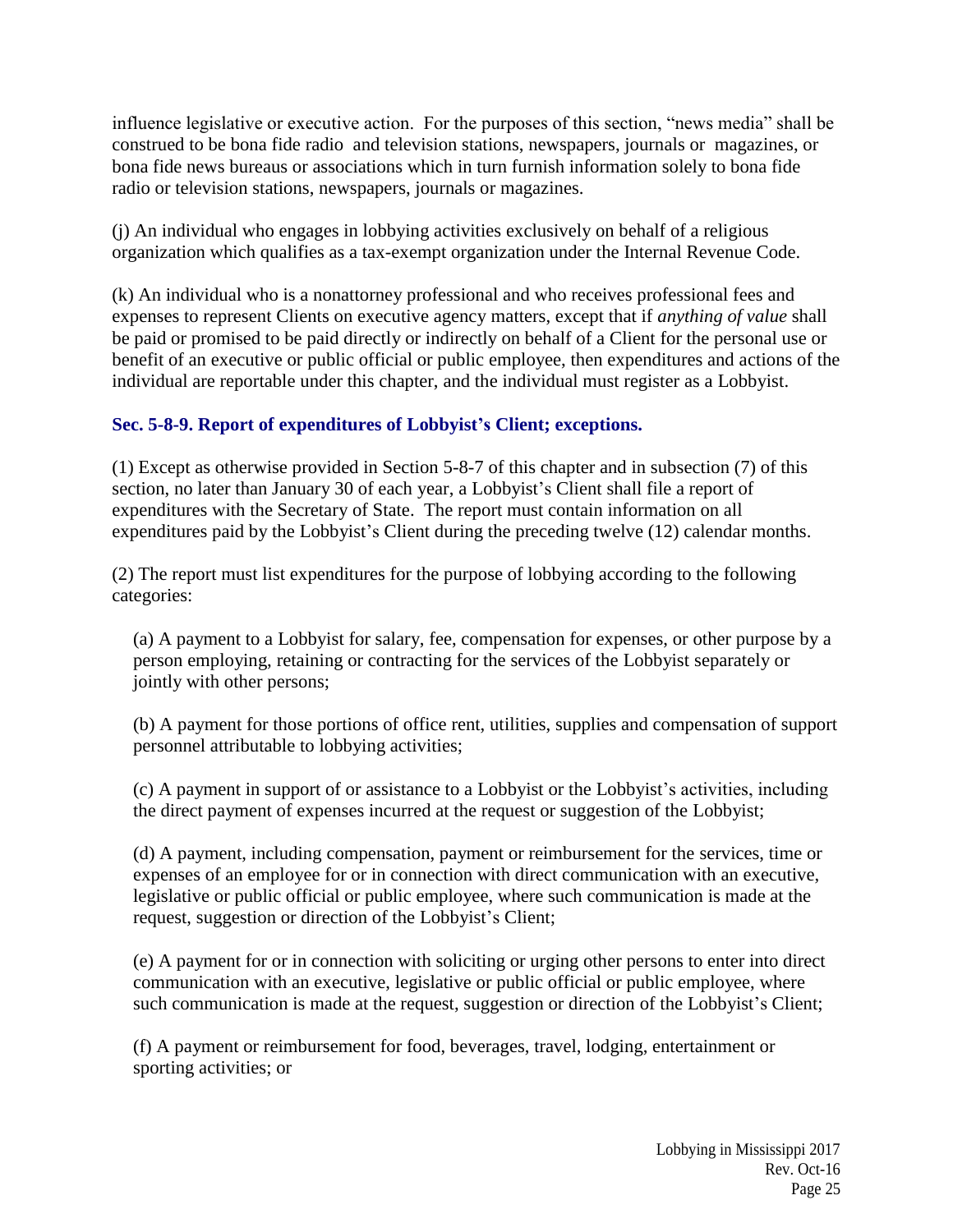influence legislative or executive action. For the purposes of this section, "news media" shall be construed to be bona fide radio and television stations, newspapers, journals or magazines, or bona fide news bureaus or associations which in turn furnish information solely to bona fide radio or television stations, newspapers, journals or magazines.

(j) An individual who engages in lobbying activities exclusively on behalf of a religious organization which qualifies as a tax-exempt organization under the Internal Revenue Code.

(k) An individual who is a nonattorney professional and who receives professional fees and expenses to represent Clients on executive agency matters, except that if *anything of value* shall be paid or promised to be paid directly or indirectly on behalf of a Client for the personal use or benefit of an executive or public official or public employee, then expenditures and actions of the individual are reportable under this chapter, and the individual must register as a Lobbyist.

### Sec. 5-8-9. Report of expenditures of Lobbyist's Client; exceptions.

(1) Except as otherwise provided in Section 5-8-7 of this chapter and in subsection (7) of this section, no later than January 30 of each year, a Lobbyist's Client shall file a report of expenditures with the Secretary of State. The report must contain information on all expenditures paid by the Lobbyist's Client during the preceding twelve (12) calendar months.

(2) The report must list expenditures for the purpose of lobbying according to the following categories:

(a) A payment to a Lobbyist for salary, fee, compensation for expenses, or other purpose by a person employing, retaining or contracting for the services of the Lobbyist separately or jointly with other persons;

(b) A payment for those portions of office rent, utilities, supplies and compensation of support personnel attributable to lobbying activities;

(c) A payment in support of or assistance to a Lobbyist or the Lobbyist's activities, including the direct payment of expenses incurred at the request or suggestion of the Lobbyist;

(d) A payment, including compensation, payment or reimbursement for the services, time or expenses of an employee for or in connection with direct communication with an executive, legislative or public official or public employee, where such communication is made at the request, suggestion or direction of the Lobbyist's Client;

(e) A payment for or in connection with soliciting or urging other persons to enter into direct communication with an executive, legislative or public official or public employee, where such communication is made at the request, suggestion or direction of the Lobbyist's Client;

(f) A payment or reimbursement for food, beverages, travel, lodging, entertainment or sporting activities; or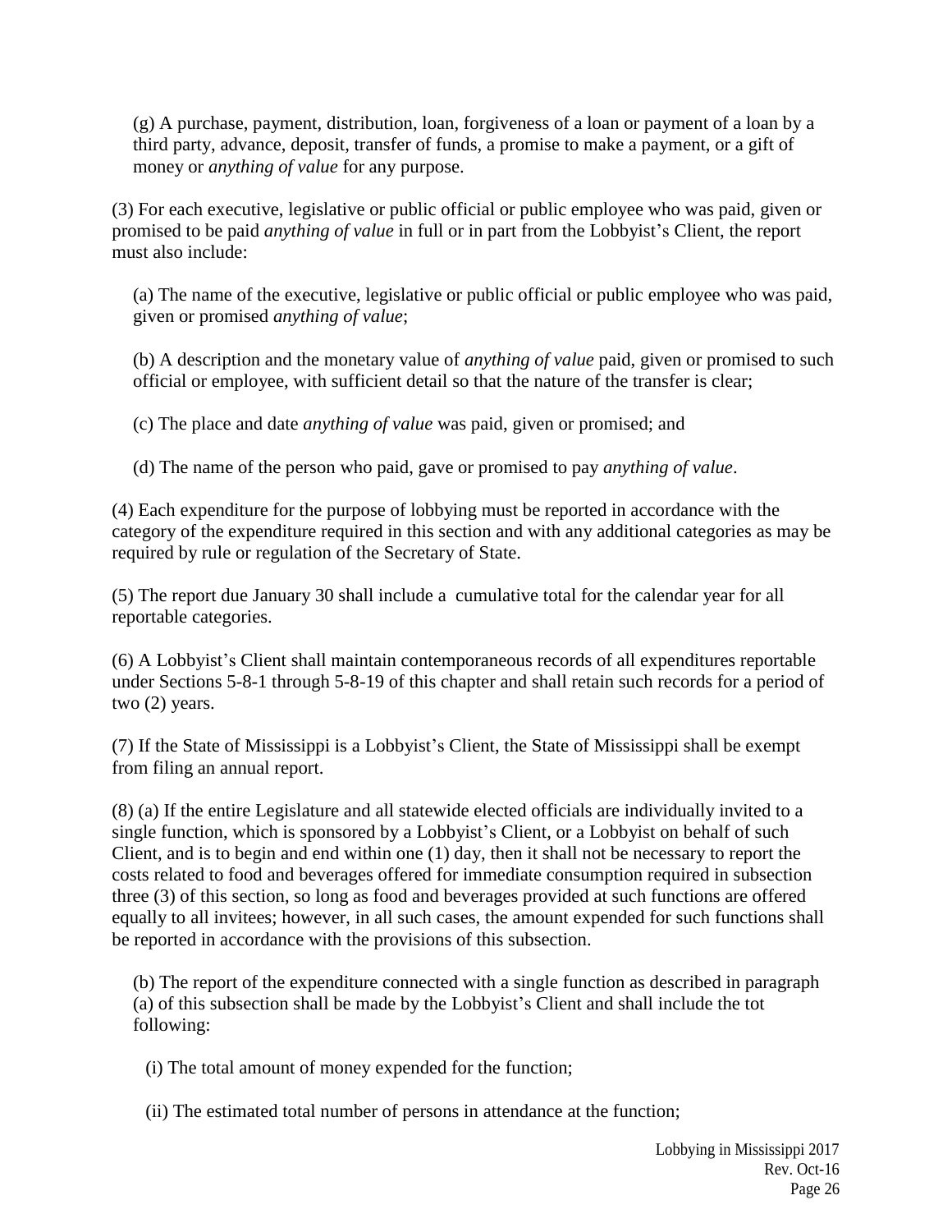(g) A purchase, payment, distribution, loan, forgiveness of a loan or payment of a loan by a third party, advance, deposit, transfer of funds, a promise to make a payment, or a gift of money or *anything of value* for any purpose.

(3) For each executive, legislative or public official or public employee who was paid, given or promised to be paid *anything of value* in full or in part from the Lobbyist's Client, the report must also include:

(a) The name of the executive, legislative or public official or public employee who was paid, given or promised *anything of value*;

(b) A description and the monetary value of *anything of value* paid, given or promised to such official or employee, with sufficient detail so that the nature of the transfer is clear;

(c) The place and date *anything of value* was paid, given or promised; and

(d) The name of the person who paid, gave or promised to pay *anything of value*.

(4) Each expenditure for the purpose of lobbying must be reported in accordance with the category of the expenditure required in this section and with any additional categories as may be required by rule or regulation of the Secretary of State.

(5) The report due January 30 shall include a cumulative total for the calendar year for all reportable categories.

(6) A Lobbyist's Client shall maintain contemporaneous records of all expenditures reportable under Sections 5-8-1 through 5-8-19 of this chapter and shall retain such records for a period of two (2) years.

(7) If the State of Mississippi is a Lobbyist's Client, the State of Mississippi shall be exempt from filing an annual report.

(8) (a) If the entire Legislature and all statewide elected officials are individually invited to a single function, which is sponsored by a Lobbyist's Client, or a Lobbyist on behalf of such Client, and is to begin and end within one (1) day, then it shall not be necessary to report the costs related to food and beverages offered for immediate consumption required in subsection three (3) of this section, so long as food and beverages provided at such functions are offered equally to all invitees; however, in all such cases, the amount expended for such functions shall be reported in accordance with the provisions of this subsection.

(b) The report of the expenditure connected with a single function as described in paragraph (a) of this subsection shall be made by the Lobbyist's Client and shall include the tot following:

(i) The total amount of money expended for the function;

(ii) The estimated total number of persons in attendance at the function;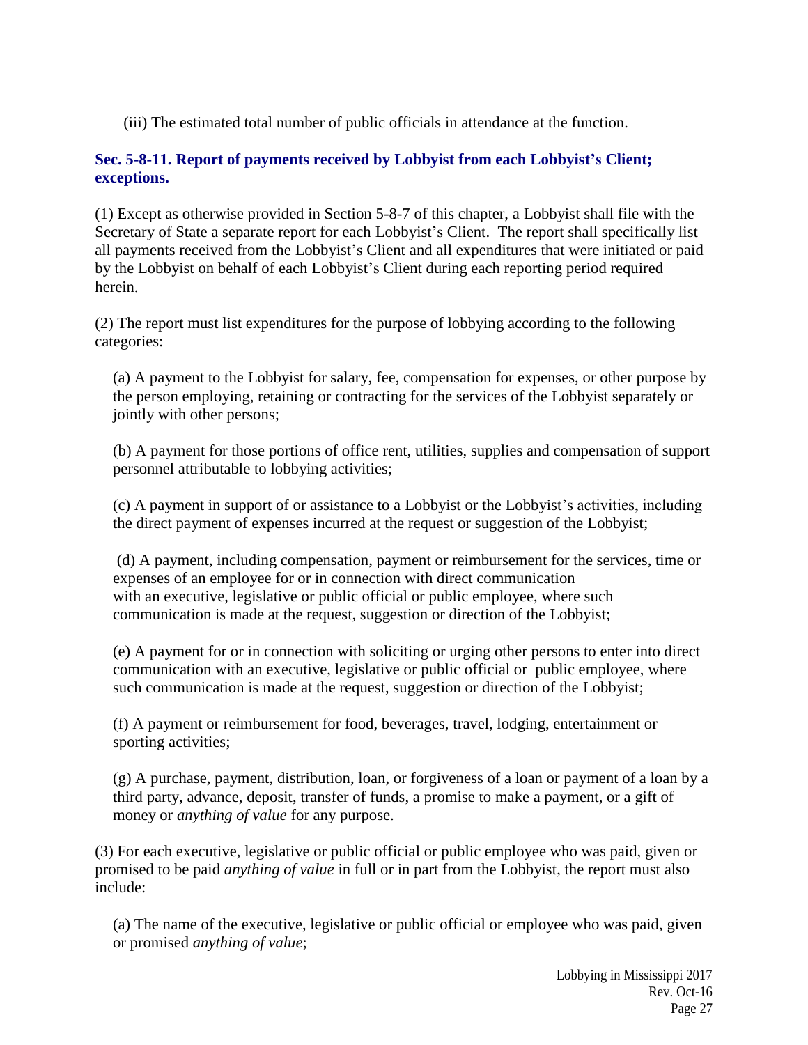(iii) The estimated total number of public officials in attendance at the function.

### Sec. 5-8-11. Report of payments received by Lobbyist from each Lobbyist's Client; exceptions.

(1) Except as otherwise provided in Section 5-8-7 of this chapter, a Lobbyist shall file with the Secretary of State a separate report for each Lobbyist's Client. The report shall specifically list all payments received from the Lobbyist's Client and all expenditures that were initiated or paid by the Lobbyist on behalf of each Lobbyist's Client during each reporting period required herein.

(2) The report must list expenditures for the purpose of lobbying according to the following categories:

(a) A payment to the Lobbyist for salary, fee, compensation for expenses, or other purpose by the person employing, retaining or contracting for the services of the Lobbyist separately or jointly with other persons;

(b) A payment for those portions of office rent, utilities, supplies and compensation of support personnel attributable to lobbying activities;

(c) A payment in support of or assistance to a Lobbyist or the Lobbyist's activities, including the direct payment of expenses incurred at the request or suggestion of the Lobbyist;

(d) A payment, including compensation, payment or reimbursement for the services, time or expenses of an employee for or in connection with direct communication with an executive, legislative or public official or public employee, where such communication is made at the request, suggestion or direction of the Lobbyist;

(e) A payment for or in connection with soliciting or urging other persons to enter into direct communication with an executive, legislative or public official or public employee, where such communication is made at the request, suggestion or direction of the Lobbyist;

(f) A payment or reimbursement for food, beverages, travel, lodging, entertainment or sporting activities;

(g) A purchase, payment, distribution, loan, or forgiveness of a loan or payment of a loan by a third party, advance, deposit, transfer of funds, a promise to make a payment, or a gift of money or *anything of value* for any purpose.

(3) For each executive, legislative or public official or public employee who was paid, given or promised to be paid *anything of value* in full or in part from the Lobbyist, the report must also include:

(a) The name of the executive, legislative or public official or employee who was paid, given or promised *anything of value*;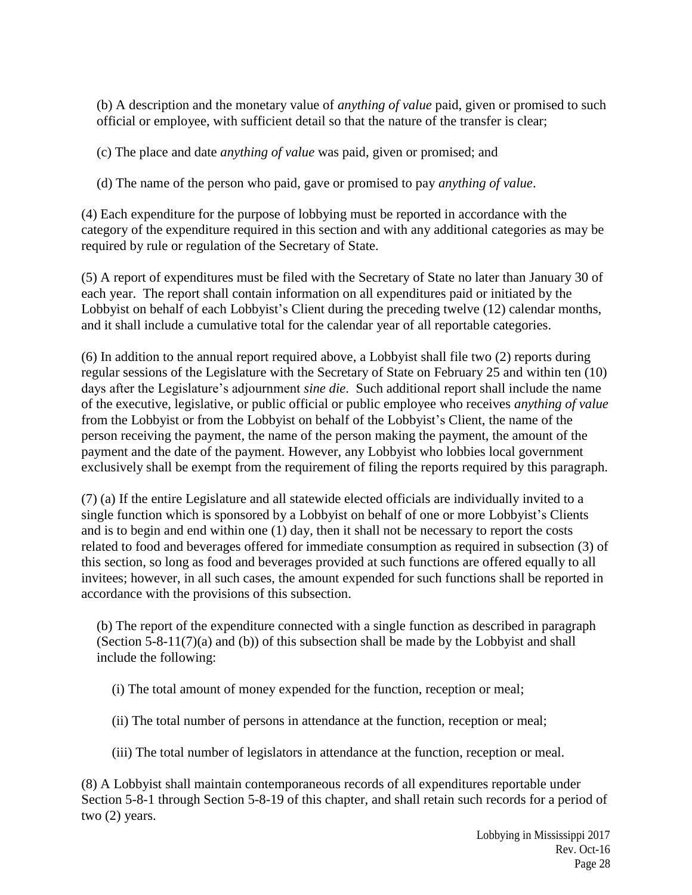(b) A description and the monetary value of *anything of value* paid, given or promised to such official or employee, with sufficient detail so that the nature of the transfer is clear;

(c) The place and date *anything of value* was paid, given or promised; and

(d) The name of the person who paid, gave or promised to pay *anything of value*.

(4) Each expenditure for the purpose of lobbying must be reported in accordance with the category of the expenditure required in this section and with any additional categories as may be required by rule or regulation of the Secretary of State.

(5) A report of expenditures must be filed with the Secretary of State no later than January 30 of each year. The report shall contain information on all expenditures paid or initiated by the Lobbyist on behalf of each Lobbyist's Client during the preceding twelve (12) calendar months, and it shall include a cumulative total for the calendar year of all reportable categories.

(6) In addition to the annual report required above, a Lobbyist shall file two (2) reports during regular sessions of the Legislature with the Secretary of State on February 25 and within ten (10) days after the Legislature's adjournment *sine die*. Such additional report shall include the name of the executive, legislative, or public official or public employee who receives *anything of value* from the Lobbyist or from the Lobbyist on behalf of the Lobbyist's Client, the name of the person receiving the payment, the name of the person making the payment, the amount of the payment and the date of the payment. However, any Lobbyist who lobbies local government exclusively shall be exempt from the requirement of filing the reports required by this paragraph.

(7) (a) If the entire Legislature and all statewide elected officials are individually invited to a single function which is sponsored by a Lobbyist on behalf of one or more Lobbyist's Clients and is to begin and end within one (1) day, then it shall not be necessary to report the costs related to food and beverages offered for immediate consumption as required in subsection (3) of this section, so long as food and beverages provided at such functions are offered equally to all invitees; however, in all such cases, the amount expended for such functions shall be reported in accordance with the provisions of this subsection.

(b) The report of the expenditure connected with a single function as described in paragraph (Section 5-8-11(7)(a) and (b)) of this subsection shall be made by the Lobbyist and shall include the following:

(i) The total amount of money expended for the function, reception or meal;

(ii) The total number of persons in attendance at the function, reception or meal;

(iii) The total number of legislators in attendance at the function, reception or meal.

(8) A Lobbyist shall maintain contemporaneous records of all expenditures reportable under Section 5-8-1 through Section 5-8-19 of this chapter, and shall retain such records for a period of two (2) years.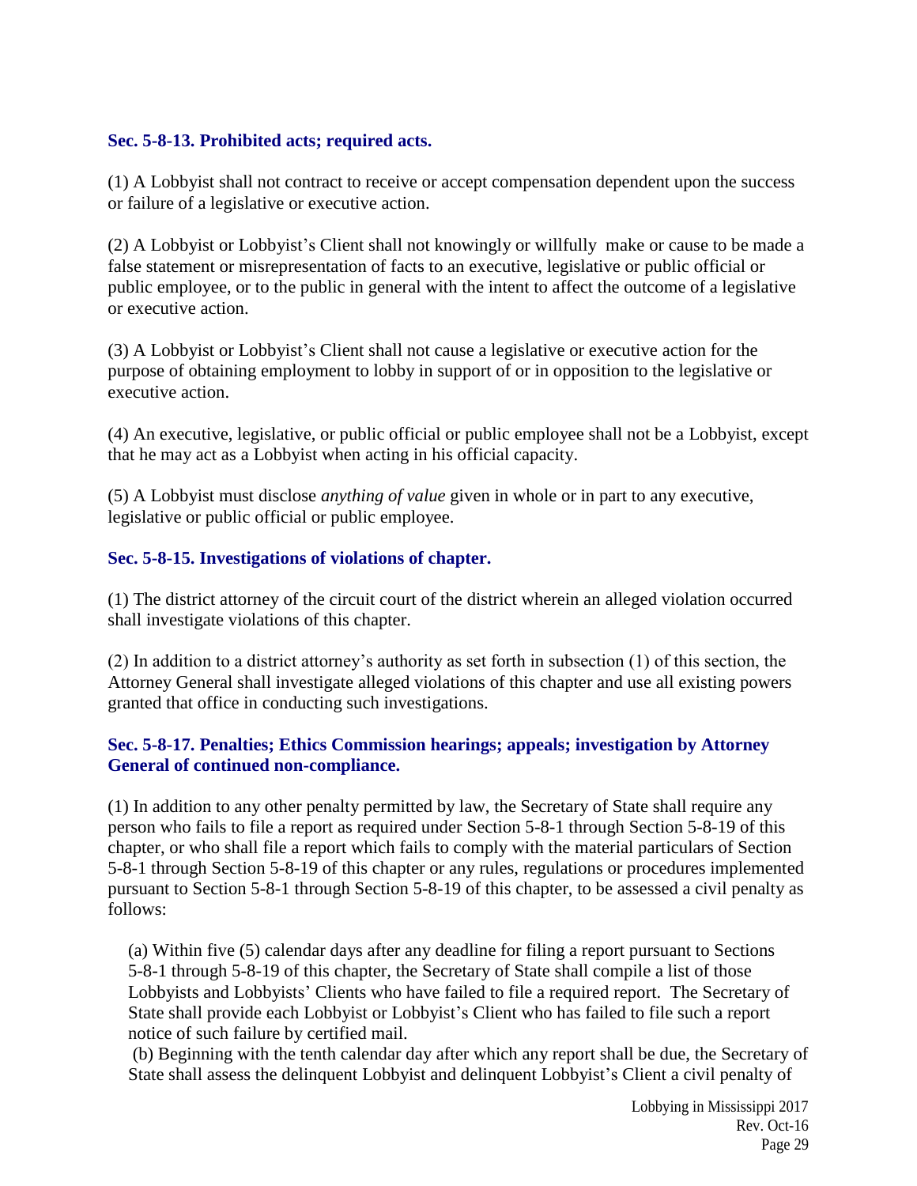### Sec. 5-8-13. Prohibited acts; required acts.

(1) A Lobbyist shall not contract to receive or accept compensation dependent upon the success or failure of a legislative or executive action.

(2) A Lobbyist or Lobbyist's Client shall not knowingly or willfully make or cause to be made a false statement or misrepresentation of facts to an executive, legislative or public official or public employee, or to the public in general with the intent to affect the outcome of a legislative or executive action.

(3) A Lobbyist or Lobbyist's Client shall not cause a legislative or executive action for the purpose of obtaining employment to lobby in support of or in opposition to the legislative or executive action.

(4) An executive, legislative, or public official or public employee shall not be a Lobbyist, except that he may act as a Lobbyist when acting in his official capacity.

(5) A Lobbyist must disclose *anything of value* given in whole or in part to any executive, legislative or public official or public employee.

### Sec. 5-8-15. Investigations of violations of chapter.

(1) The district attorney of the circuit court of the district wherein an alleged violation occurred shall investigate violations of this chapter.

(2) In addition to a district attorney's authority as set forth in subsection (1) of this section, the Attorney General shall investigate alleged violations of this chapter and use all existing powers granted that office in conducting such investigations.

### Sec. 5-8-17. Penalties; Ethics Commission hearings; appeals; investigation by Attorney General of continued non-compliance.

(1) In addition to any other penalty permitted by law, the Secretary of State shall require any person who fails to file a report as required under Section 5-8-1 through Section 5-8-19 of this chapter, or who shall file a report which fails to comply with the material particulars of Section 5-8-1 through Section 5-8-19 of this chapter or any rules, regulations or procedures implemented pursuant to Section 5-8-1 through Section 5-8-19 of this chapter, to be assessed a civil penalty as follows:

(a) Within five (5) calendar days after any deadline for filing a report pursuant to Sections 5-8-1 through 5-8-19 of this chapter, the Secretary of State shall compile a list of those Lobbyists and Lobbyists' Clients who have failed to file a required report. The Secretary of State shall provide each Lobbyist or Lobbyist's Client who has failed to file such a report notice of such failure by certified mail.

(b) Beginning with the tenth calendar day after which any report shall be due, the Secretary of State shall assess the delinquent Lobbyist and delinquent Lobbyist's Client a civil penalty of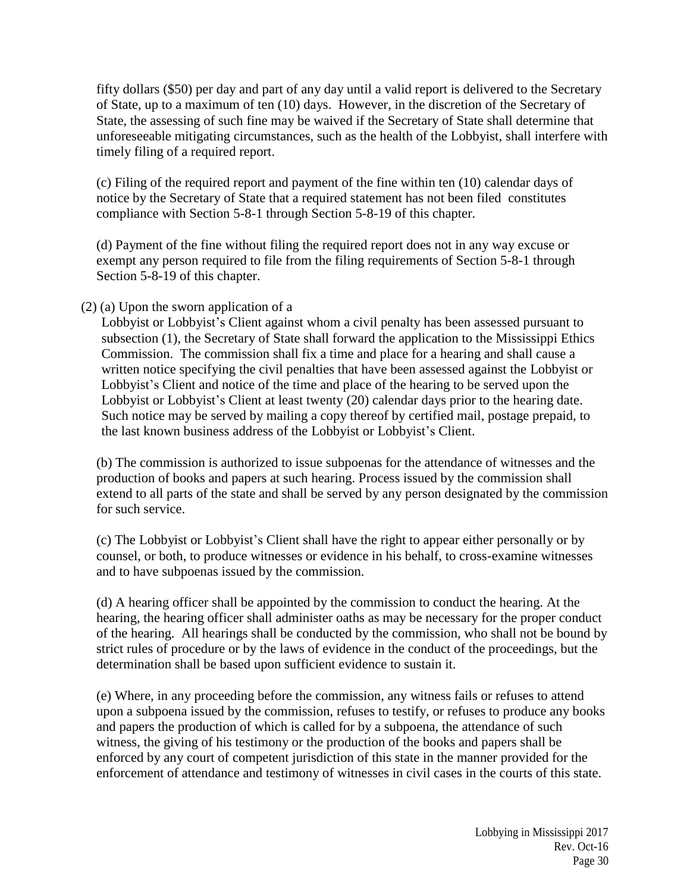fifty dollars ($50) per day and part of any day until a valid report is delivered to the Secretary of State, up to a maximum of ten (10) days. However, in the discretion of the Secretary of State, the assessing of such fine may be waived if the Secretary of State shall determine that unforeseeable mitigating circumstances, such as the health of the Lobbyist, shall interfere with timely filing of a required report.

(c) Filing of the required report and payment of the fine within ten (10) calendar days of notice by the Secretary of State that a required statement has not been filed constitutes compliance with Section 5-8-1 through Section 5-8-19 of this chapter.

(d) Payment of the fine without filing the required report does not in any way excuse or exempt any person required to file from the filing requirements of Section 5-8-1 through Section 5-8-19 of this chapter.

(2) (a) Upon the sworn application of a Lobbyist or Lobbyist's Client against whom a civil penalty has been assessed pursuant to subsection (1), the Secretary of State shall forward the application to the Mississippi Ethics Commission. The commission shall fix a time and place for a hearing and shall cause a written notice specifying the civil penalties that have been assessed against the Lobbyist or Lobbyist's Client and notice of the time and place of the hearing to be served upon the Lobbyist or Lobbyist's Client at least twenty (20) calendar days prior to the hearing date. Such notice may be served by mailing a copy thereof by certified mail, postage prepaid, to the last known business address of the Lobbyist or Lobbyist's Client.

(b) The commission is authorized to issue subpoenas for the attendance of witnesses and the production of books and papers at such hearing. Process issued by the commission shall extend to all parts of the state and shall be served by any person designated by the commission for such service.

(c) The Lobbyist or Lobbyist's Client shall have the right to appear either personally or by counsel, or both, to produce witnesses or evidence in his behalf, to cross-examine witnesses and to have subpoenas issued by the commission.

(d) A hearing officer shall be appointed by the commission to conduct the hearing. At the hearing, the hearing officer shall administer oaths as may be necessary for the proper conduct of the hearing. All hearings shall be conducted by the commission, who shall not be bound by strict rules of procedure or by the laws of evidence in the conduct of the proceedings, but the determination shall be based upon sufficient evidence to sustain it.

(e) Where, in any proceeding before the commission, any witness fails or refuses to attend upon a subpoena issued by the commission, refuses to testify, or refuses to produce any books and papers the production of which is called for by a subpoena, the attendance of such witness, the giving of his testimony or the production of the books and papers shall be enforced by any court of competent jurisdiction of this state in the manner provided for the enforcement of attendance and testimony of witnesses in civil cases in the courts of this state.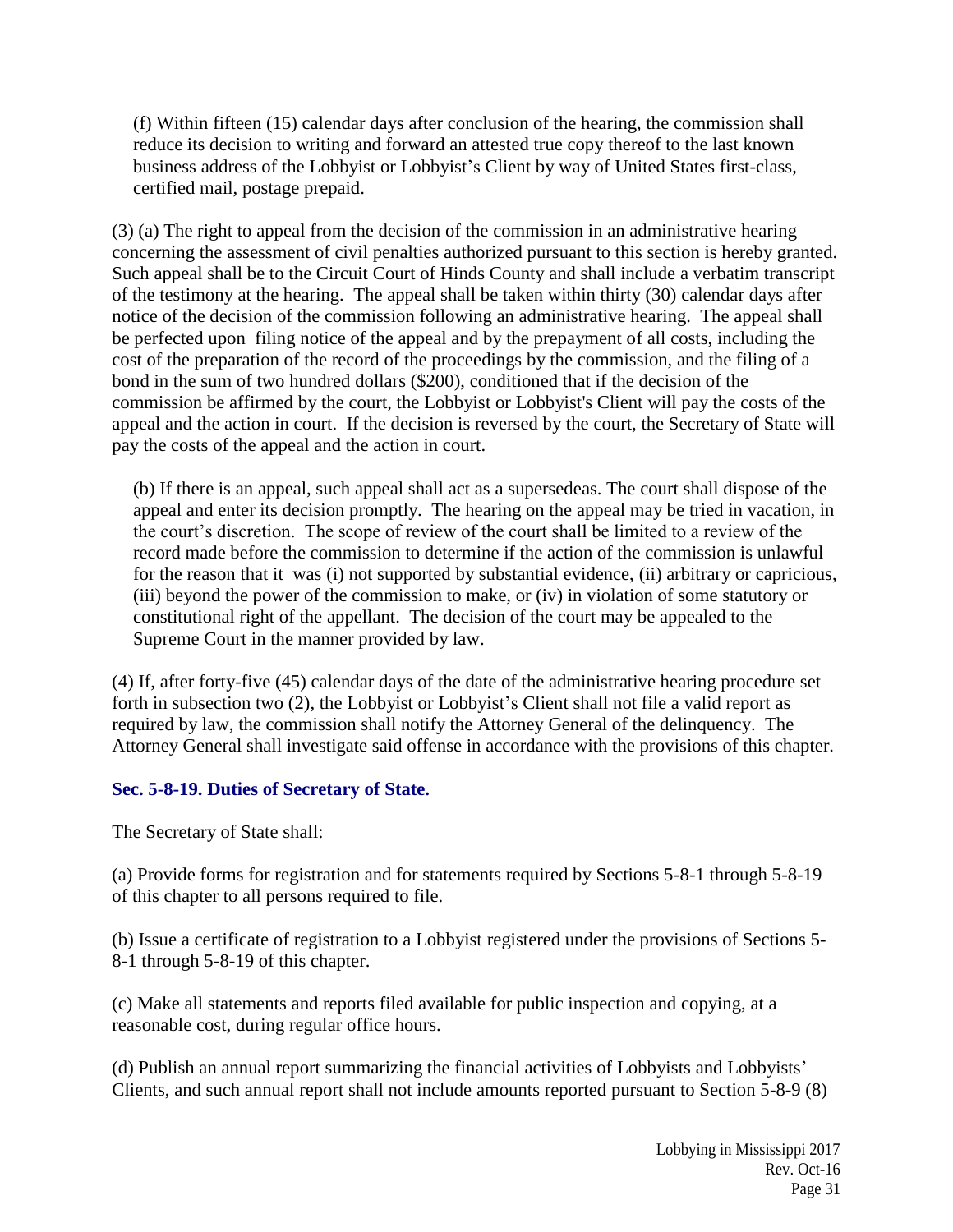(f) Within fifteen (15) calendar days after conclusion of the hearing, the commission shall reduce its decision to writing and forward an attested true copy thereof to the last known business address of the Lobbyist or Lobbyist's Client by way of United States first-class, certified mail, postage prepaid.

(3) (a) The right to appeal from the decision of the commission in an administrative hearing concerning the assessment of civil penalties authorized pursuant to this section is hereby granted. Such appeal shall be to the Circuit Court of Hinds County and shall include a verbatim transcript of the testimony at the hearing. The appeal shall be taken within thirty (30) calendar days after notice of the decision of the commission following an administrative hearing. The appeal shall be perfected upon filing notice of the appeal and by the prepayment of all costs, including the cost of the preparation of the record of the proceedings by the commission, and the filing of a bond in the sum of two hundred dollars ($200), conditioned that if the decision of the commission be affirmed by the court, the Lobbyist or Lobbyist's Client will pay the costs of the appeal and the action in court. If the decision is reversed by the court, the Secretary of State will pay the costs of the appeal and the action in court.

(b) If there is an appeal, such appeal shall act as a supersedeas. The court shall dispose of the appeal and enter its decision promptly. The hearing on the appeal may be tried in vacation, in the court's discretion. The scope of review of the court shall be limited to a review of the record made before the commission to determine if the action of the commission is unlawful for the reason that it was (i) not supported by substantial evidence, (ii) arbitrary or capricious, (iii) beyond the power of the commission to make, or (iv) in violation of some statutory or constitutional right of the appellant. The decision of the court may be appealed to the Supreme Court in the manner provided by law.

(4) If, after forty-five (45) calendar days of the date of the administrative hearing procedure set forth in subsection two (2), the Lobbyist or Lobbyist's Client shall not file a valid report as required by law, the commission shall notify the Attorney General of the delinquency. The Attorney General shall investigate said offense in accordance with the provisions of this chapter.

### Sec. 5-8-19. Duties of Secretary of State.

The Secretary of State shall:

(a) Provide forms for registration and for statements required by Sections 5-8-1 through 5-8-19 of this chapter to all persons required to file.

(b) Issue a certificate of registration to a Lobbyist registered under the provisions of Sections 5-8-1 through 5-8-19 of this chapter.

(c) Make all statements and reports filed available for public inspection and copying, at a reasonable cost, during regular office hours.

(d) Publish an annual report summarizing the financial activities of Lobbyists and Lobbyists' Clients, and such annual report shall not include amounts reported pursuant to Section 5-8-9 (8)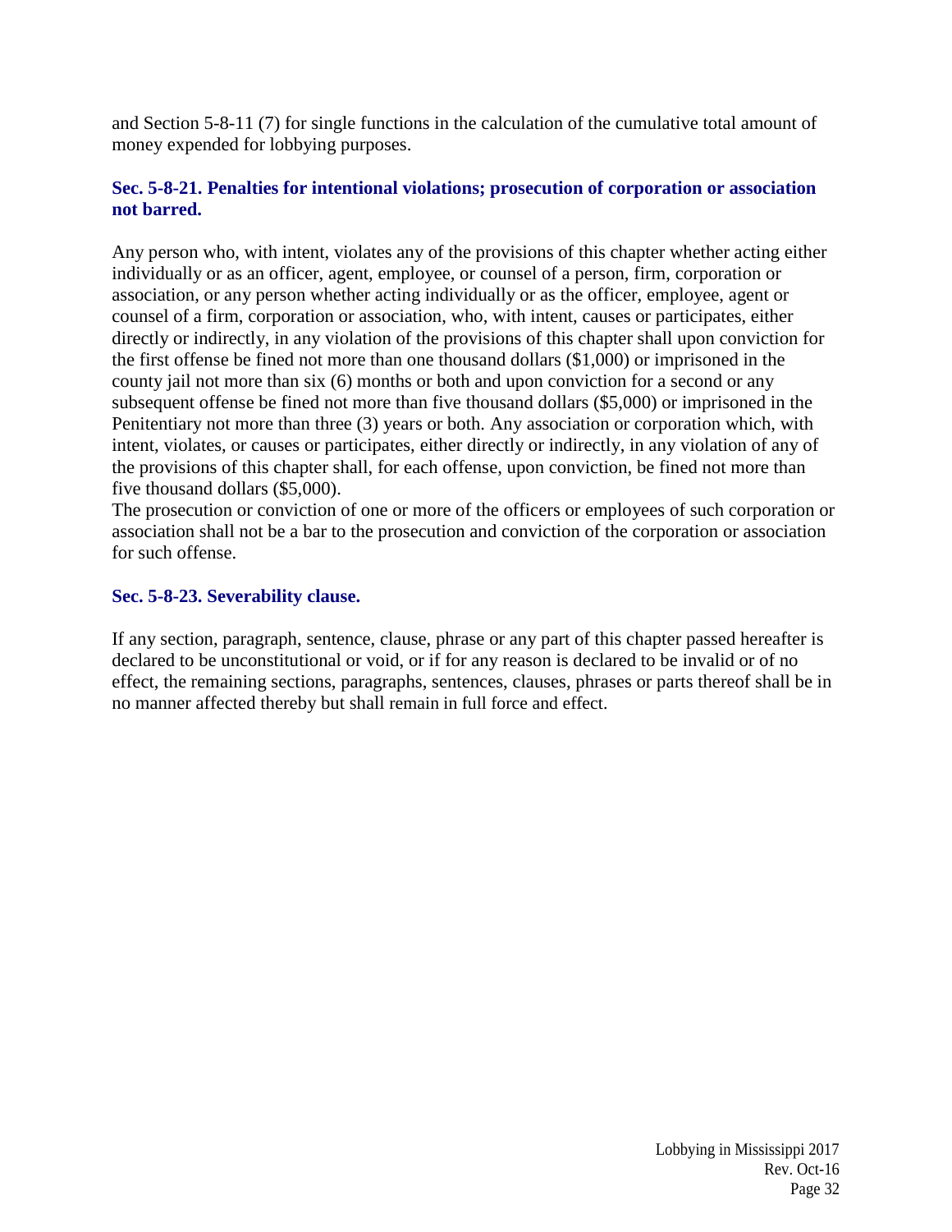and Section 5-8-11 (7) for single functions in the calculation of the cumulative total amount of money expended for lobbying purposes.

### Sec. 5-8-21. Penalties for intentional violations; prosecution of corporation or association not barred.

Any person who, with intent, violates any of the provisions of this chapter whether acting either individually or as an officer, agent, employee, or counsel of a person, firm, corporation or association, or any person whether acting individually or as the officer, employee, agent or counsel of a firm, corporation or association, who, with intent, causes or participates, either directly or indirectly, in any violation of the provisions of this chapter shall upon conviction for the first offense be fined not more than one thousand dollars ($1,000) or imprisoned in the county jail not more than six (6) months or both and upon conviction for a second or any subsequent offense be fined not more than five thousand dollars ($5,000) or imprisoned in the Penitentiary not more than three (3) years or both. Any association or corporation which, with intent, violates, or causes or participates, either directly or indirectly, in any violation of any of the provisions of this chapter shall, for each offense, upon conviction, be fined not more than five thousand dollars ($5,000).

The prosecution or conviction of one or more of the officers or employees of such corporation or association shall not be a bar to the prosecution and conviction of the corporation or association for such offense.

### Sec. 5-8-23. Severability clause.

If any section, paragraph, sentence, clause, phrase or any part of this chapter passed hereafter is declared to be unconstitutional or void, or if for any reason is declared to be invalid or of no effect, the remaining sections, paragraphs, sentences, clauses, phrases or parts thereof shall be in no manner affected thereby but shall remain in full force and effect.